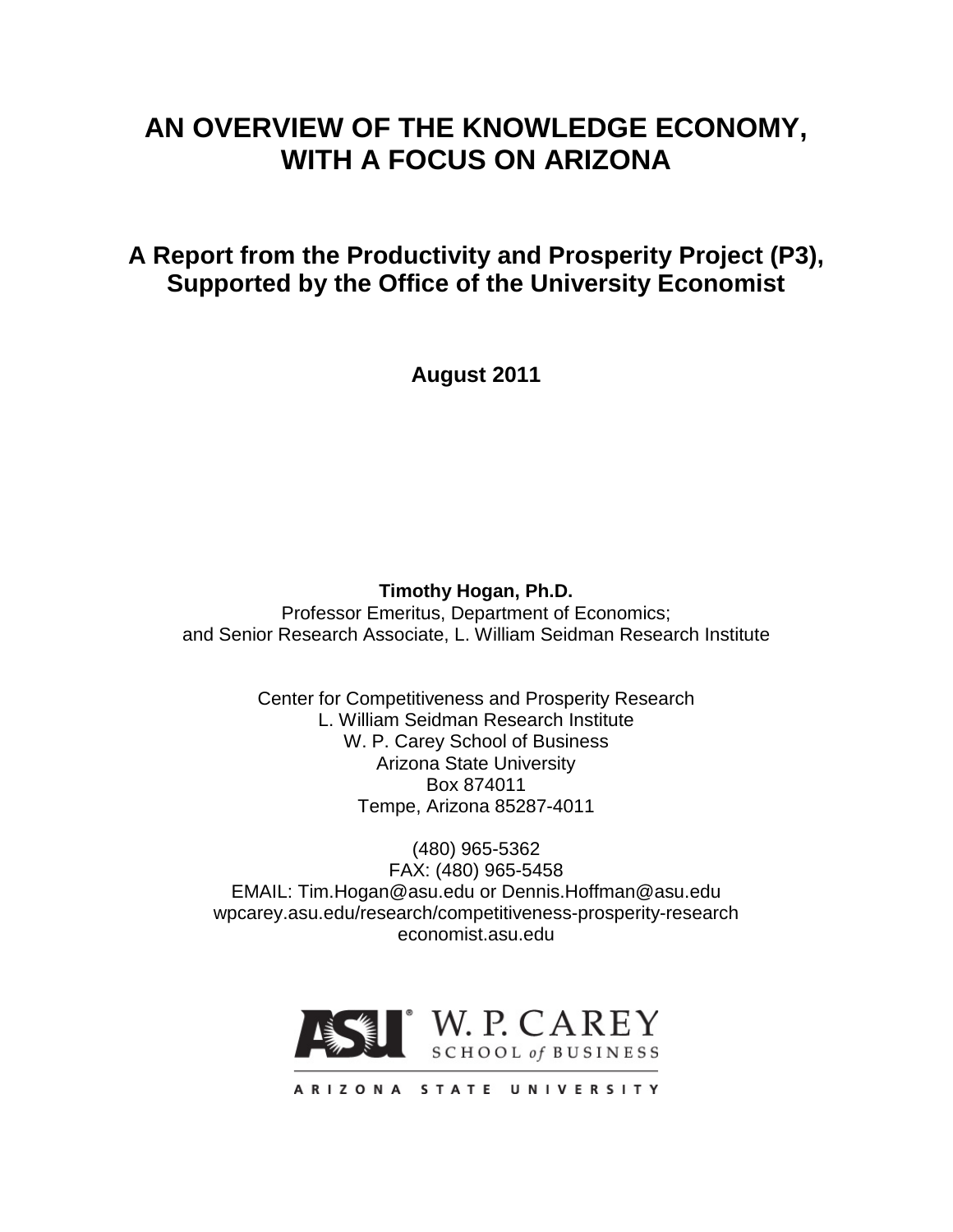# AN OVERVIEW OF THE KNOWLEDGE ECONOMY, WITH A FOCUS ON ARIZONA

## A Report from the Productivity and Prosperity Project (P3), Supported by the Office of the University Economist

**August 2011**

**Timothy Hogan, Ph.D.**
Professor Emeritus, Department of Economics;
and Senior Research Associate, L. William Seidman Research Institute

Center for Competitiveness and Prosperity Research
L. William Seidman Research Institute
W. P. Carey School of Business
Arizona State University
Box 874011
Tempe, Arizona 85287-4011

(480) 965-5362
FAX: (480) 965-5458
EMAIL: Tim.Hogan@asu.edu or Dennis.Hoffman@asu.edu
wpcarey.asu.edu/research/competitiveness-prosperity-research
economist.asu.edu

ASU W. P. CAREY SCHOOL of BUSINESS
ARIZONA STATE UNIVERSITY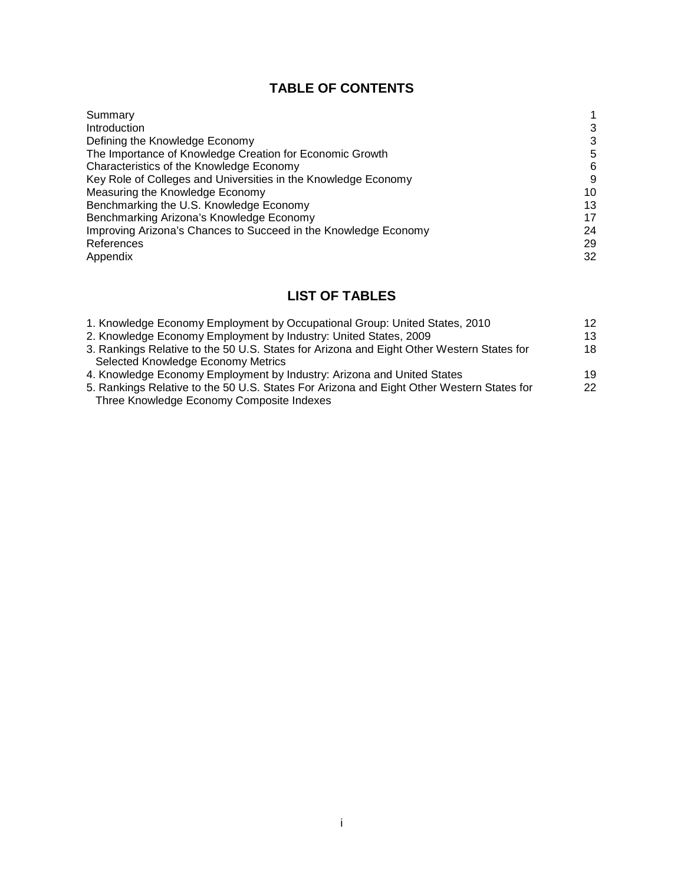# TABLE OF CONTENTS

| | |
|---|---|
| Summary | 1 |
| Introduction | 3 |
| Defining the Knowledge Economy | 3 |
| The Importance of Knowledge Creation for Economic Growth | 5 |
| Characteristics of the Knowledge Economy | 6 |
| Key Role of Colleges and Universities in the Knowledge Economy | 9 |
| Measuring the Knowledge Economy | 10 |
| Benchmarking the U.S. Knowledge Economy | 13 |
| Benchmarking Arizona's Knowledge Economy | 17 |
| Improving Arizona's Chances to Succeed in the Knowledge Economy | 24 |
| References | 29 |
| Appendix | 32 |

# LIST OF TABLES

| | |
|---|---|
| 1. Knowledge Economy Employment by Occupational Group: United States, 2010 | 12 |
| 2. Knowledge Economy Employment by Industry: United States, 2009 | 13 |
| 3. Rankings Relative to the 50 U.S. States for Arizona and Eight Other Western States for Selected Knowledge Economy Metrics | 18 |
| 4. Knowledge Economy Employment by Industry: Arizona and United States | 19 |
| 5. Rankings Relative to the 50 U.S. States For Arizona and Eight Other Western States for Three Knowledge Economy Composite Indexes | 22 |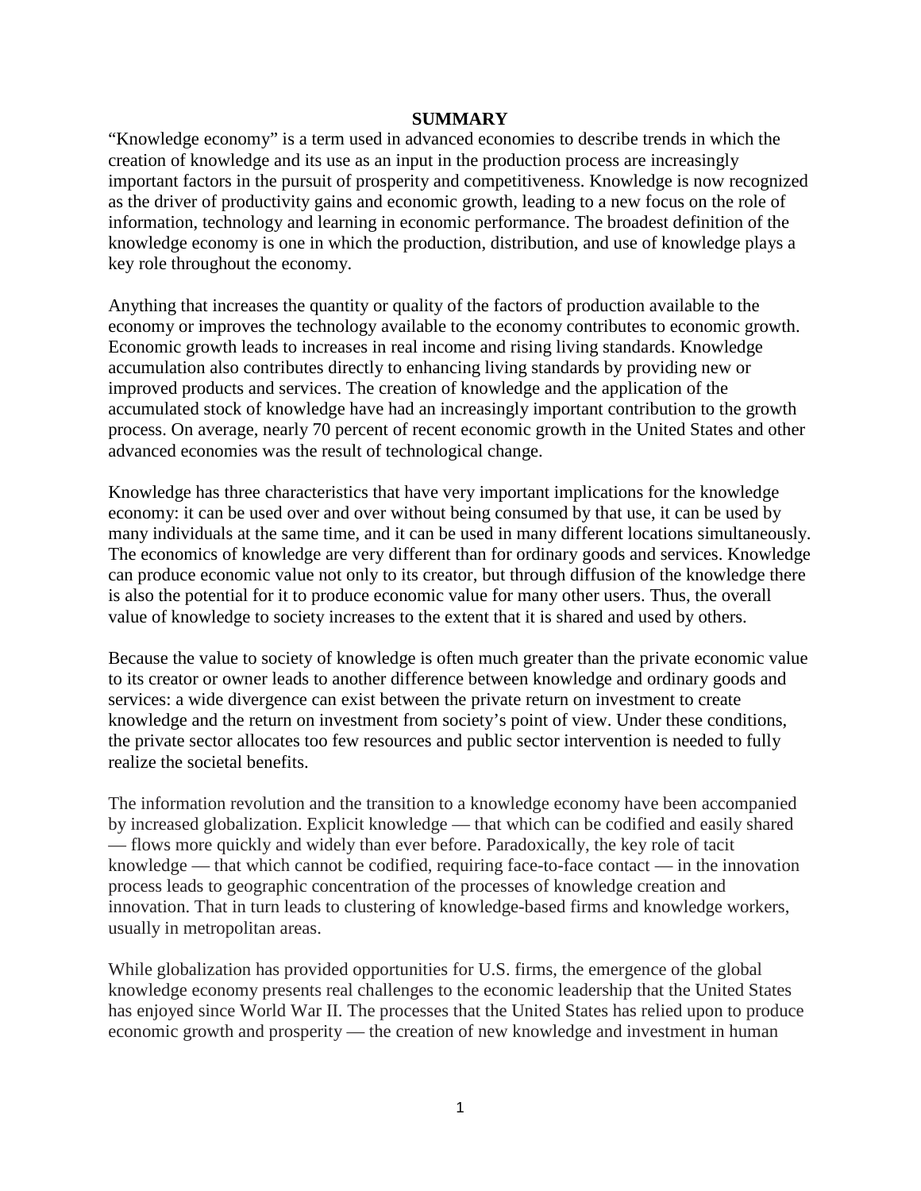## SUMMARY

"Knowledge economy" is a term used in advanced economies to describe trends in which the creation of knowledge and its use as an input in the production process are increasingly important factors in the pursuit of prosperity and competitiveness. Knowledge is now recognized as the driver of productivity gains and economic growth, leading to a new focus on the role of information, technology and learning in economic performance. The broadest definition of the knowledge economy is one in which the production, distribution, and use of knowledge plays a key role throughout the economy.

Anything that increases the quantity or quality of the factors of production available to the economy or improves the technology available to the economy contributes to economic growth. Economic growth leads to increases in real income and rising living standards. Knowledge accumulation also contributes directly to enhancing living standards by providing new or improved products and services. The creation of knowledge and the application of the accumulated stock of knowledge have had an increasingly important contribution to the growth process. On average, nearly 70 percent of recent economic growth in the United States and other advanced economies was the result of technological change.

Knowledge has three characteristics that have very important implications for the knowledge economy: it can be used over and over without being consumed by that use, it can be used by many individuals at the same time, and it can be used in many different locations simultaneously. The economics of knowledge are very different than for ordinary goods and services. Knowledge can produce economic value not only to its creator, but through diffusion of the knowledge there is also the potential for it to produce economic value for many other users. Thus, the overall value of knowledge to society increases to the extent that it is shared and used by others.

Because the value to society of knowledge is often much greater than the private economic value to its creator or owner leads to another difference between knowledge and ordinary goods and services: a wide divergence can exist between the private return on investment to create knowledge and the return on investment from society's point of view. Under these conditions, the private sector allocates too few resources and public sector intervention is needed to fully realize the societal benefits.

The information revolution and the transition to a knowledge economy have been accompanied by increased globalization. Explicit knowledge — that which can be codified and easily shared — flows more quickly and widely than ever before. Paradoxically, the key role of tacit knowledge — that which cannot be codified, requiring face-to-face contact — in the innovation process leads to geographic concentration of the processes of knowledge creation and innovation. That in turn leads to clustering of knowledge-based firms and knowledge workers, usually in metropolitan areas.

While globalization has provided opportunities for U.S. firms, the emergence of the global knowledge economy presents real challenges to the economic leadership that the United States has enjoyed since World War II. The processes that the United States has relied upon to produce economic growth and prosperity — the creation of new knowledge and investment in human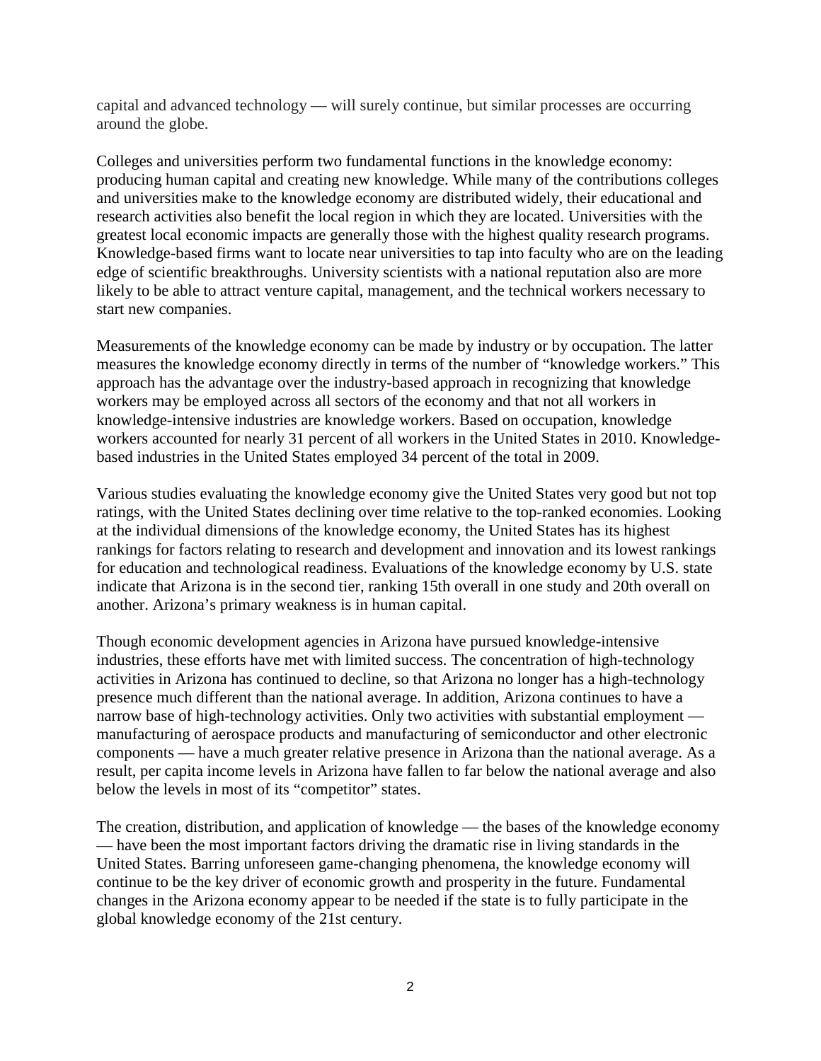capital and advanced technology — will surely continue, but similar processes are occurring around the globe.

Colleges and universities perform two fundamental functions in the knowledge economy: producing human capital and creating new knowledge. While many of the contributions colleges and universities make to the knowledge economy are distributed widely, their educational and research activities also benefit the local region in which they are located. Universities with the greatest local economic impacts are generally those with the highest quality research programs. Knowledge-based firms want to locate near universities to tap into faculty who are on the leading edge of scientific breakthroughs. University scientists with a national reputation also are more likely to be able to attract venture capital, management, and the technical workers necessary to start new companies.

Measurements of the knowledge economy can be made by industry or by occupation. The latter measures the knowledge economy directly in terms of the number of "knowledge workers." This approach has the advantage over the industry-based approach in recognizing that knowledge workers may be employed across all sectors of the economy and that not all workers in knowledge-intensive industries are knowledge workers. Based on occupation, knowledge workers accounted for nearly 31 percent of all workers in the United States in 2010. Knowledge-based industries in the United States employed 34 percent of the total in 2009.

Various studies evaluating the knowledge economy give the United States very good but not top ratings, with the United States declining over time relative to the top-ranked economies. Looking at the individual dimensions of the knowledge economy, the United States has its highest rankings for factors relating to research and development and innovation and its lowest rankings for education and technological readiness. Evaluations of the knowledge economy by U.S. state indicate that Arizona is in the second tier, ranking 15th overall in one study and 20th overall on another. Arizona's primary weakness is in human capital.

Though economic development agencies in Arizona have pursued knowledge-intensive industries, these efforts have met with limited success. The concentration of high-technology activities in Arizona has continued to decline, so that Arizona no longer has a high-technology presence much different than the national average. In addition, Arizona continues to have a narrow base of high-technology activities. Only two activities with substantial employment — manufacturing of aerospace products and manufacturing of semiconductor and other electronic components — have a much greater relative presence in Arizona than the national average. As a result, per capita income levels in Arizona have fallen to far below the national average and also below the levels in most of its "competitor" states.

The creation, distribution, and application of knowledge — the bases of the knowledge economy — have been the most important factors driving the dramatic rise in living standards in the United States. Barring unforeseen game-changing phenomena, the knowledge economy will continue to be the key driver of economic growth and prosperity in the future. Fundamental changes in the Arizona economy appear to be needed if the state is to fully participate in the global knowledge economy of the 21st century.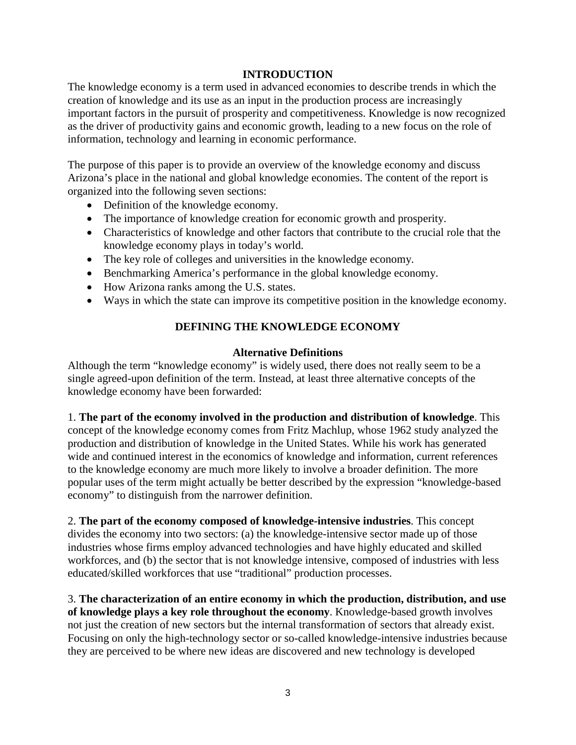## INTRODUCTION

The knowledge economy is a term used in advanced economies to describe trends in which the creation of knowledge and its use as an input in the production process are increasingly important factors in the pursuit of prosperity and competitiveness. Knowledge is now recognized as the driver of productivity gains and economic growth, leading to a new focus on the role of information, technology and learning in economic performance.

The purpose of this paper is to provide an overview of the knowledge economy and discuss Arizona's place in the national and global knowledge economies. The content of the report is organized into the following seven sections:

- Definition of the knowledge economy.
- The importance of knowledge creation for economic growth and prosperity.
- Characteristics of knowledge and other factors that contribute to the crucial role that the knowledge economy plays in today's world.
- The key role of colleges and universities in the knowledge economy.
- Benchmarking America's performance in the global knowledge economy.
- How Arizona ranks among the U.S. states.
- Ways in which the state can improve its competitive position in the knowledge economy.

## DEFINING THE KNOWLEDGE ECONOMY

### Alternative Definitions

Although the term "knowledge economy" is widely used, there does not really seem to be a single agreed-upon definition of the term. Instead, at least three alternative concepts of the knowledge economy have been forwarded:

1. **The part of the economy involved in the production and distribution of knowledge**. This concept of the knowledge economy comes from Fritz Machlup, whose 1962 study analyzed the production and distribution of knowledge in the United States. While his work has generated wide and continued interest in the economics of knowledge and information, current references to the knowledge economy are much more likely to involve a broader definition. The more popular uses of the term might actually be better described by the expression "knowledge-based economy" to distinguish from the narrower definition.

2. **The part of the economy composed of knowledge-intensive industries**. This concept divides the economy into two sectors: (a) the knowledge-intensive sector made up of those industries whose firms employ advanced technologies and have highly educated and skilled workforces, and (b) the sector that is not knowledge intensive, composed of industries with less educated/skilled workforces that use "traditional" production processes.

3. **The characterization of an entire economy in which the production, distribution, and use of knowledge plays a key role throughout the economy**. Knowledge-based growth involves not just the creation of new sectors but the internal transformation of sectors that already exist. Focusing on only the high-technology sector or so-called knowledge-intensive industries because they are perceived to be where new ideas are discovered and new technology is developed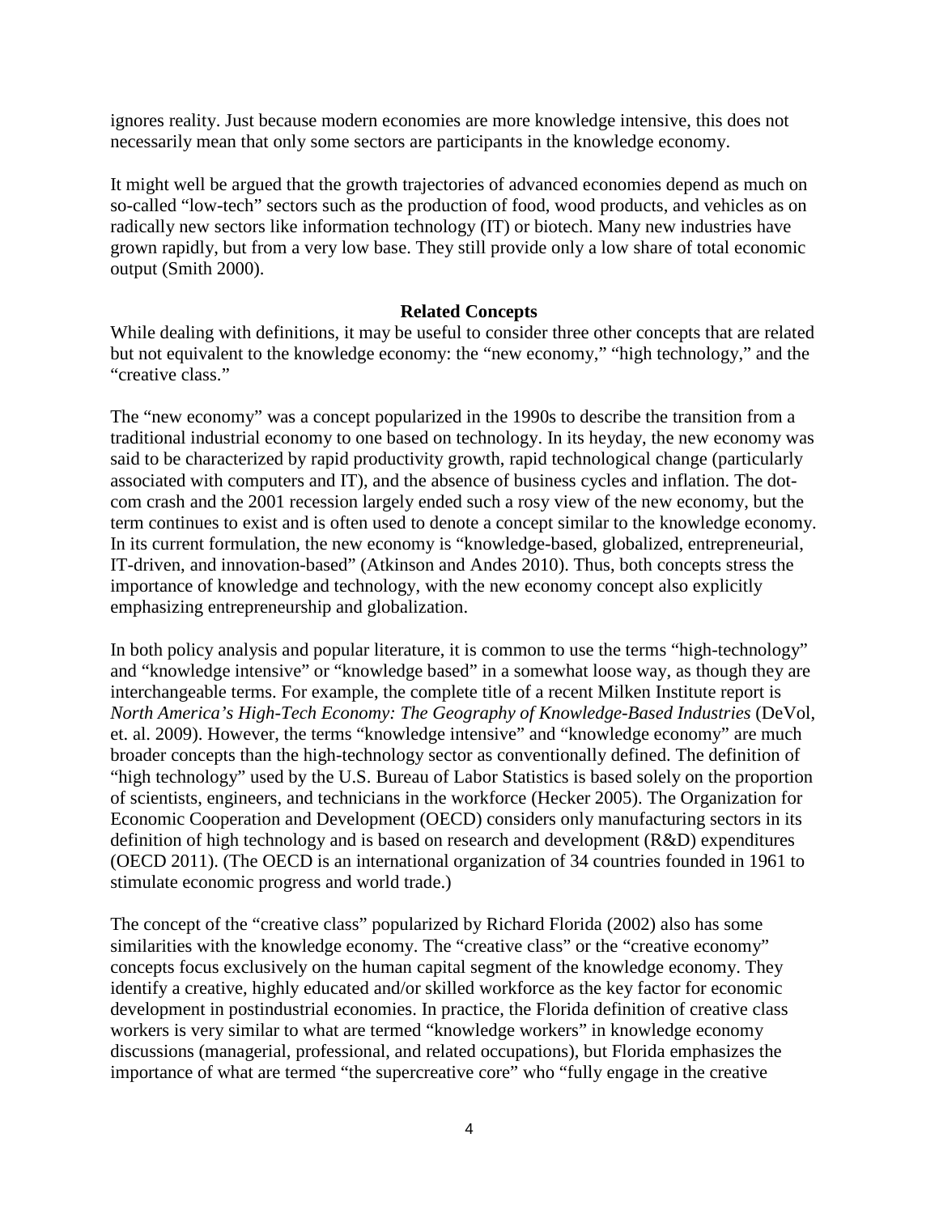ignores reality. Just because modern economies are more knowledge intensive, this does not necessarily mean that only some sectors are participants in the knowledge economy.

It might well be argued that the growth trajectories of advanced economies depend as much on so-called "low-tech" sectors such as the production of food, wood products, and vehicles as on radically new sectors like information technology (IT) or biotech. Many new industries have grown rapidly, but from a very low base. They still provide only a low share of total economic output (Smith 2000).

## Related Concepts

While dealing with definitions, it may be useful to consider three other concepts that are related but not equivalent to the knowledge economy: the "new economy," "high technology," and the "creative class."

The "new economy" was a concept popularized in the 1990s to describe the transition from a traditional industrial economy to one based on technology. In its heyday, the new economy was said to be characterized by rapid productivity growth, rapid technological change (particularly associated with computers and IT), and the absence of business cycles and inflation. The dot-com crash and the 2001 recession largely ended such a rosy view of the new economy, but the term continues to exist and is often used to denote a concept similar to the knowledge economy. In its current formulation, the new economy is "knowledge-based, globalized, entrepreneurial, IT-driven, and innovation-based" (Atkinson and Andes 2010). Thus, both concepts stress the importance of knowledge and technology, with the new economy concept also explicitly emphasizing entrepreneurship and globalization.

In both policy analysis and popular literature, it is common to use the terms "high-technology" and "knowledge intensive" or "knowledge based" in a somewhat loose way, as though they are interchangeable terms. For example, the complete title of a recent Milken Institute report is *North America's High-Tech Economy: The Geography of Knowledge-Based Industries* (DeVol, et. al. 2009). However, the terms "knowledge intensive" and "knowledge economy" are much broader concepts than the high-technology sector as conventionally defined. The definition of "high technology" used by the U.S. Bureau of Labor Statistics is based solely on the proportion of scientists, engineers, and technicians in the workforce (Hecker 2005). The Organization for Economic Cooperation and Development (OECD) considers only manufacturing sectors in its definition of high technology and is based on research and development (R&D) expenditures (OECD 2011). (The OECD is an international organization of 34 countries founded in 1961 to stimulate economic progress and world trade.)

The concept of the "creative class" popularized by Richard Florida (2002) also has some similarities with the knowledge economy. The "creative class" or the "creative economy" concepts focus exclusively on the human capital segment of the knowledge economy. They identify a creative, highly educated and/or skilled workforce as the key factor for economic development in postindustrial economies. In practice, the Florida definition of creative class workers is very similar to what are termed "knowledge workers" in knowledge economy discussions (managerial, professional, and related occupations), but Florida emphasizes the importance of what are termed "the supercreative core" who "fully engage in the creative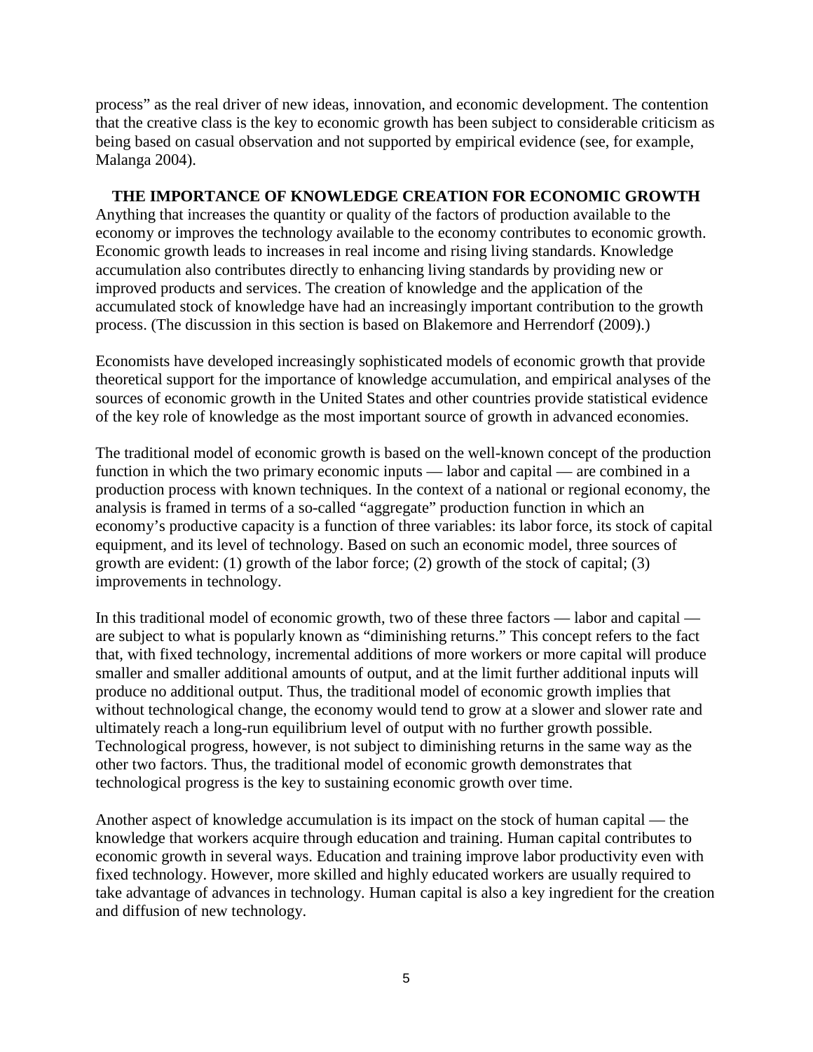process" as the real driver of new ideas, innovation, and economic development. The contention that the creative class is the key to economic growth has been subject to considerable criticism as being based on casual observation and not supported by empirical evidence (see, for example, Malanga 2004).

## THE IMPORTANCE OF KNOWLEDGE CREATION FOR ECONOMIC GROWTH

Anything that increases the quantity or quality of the factors of production available to the economy or improves the technology available to the economy contributes to economic growth. Economic growth leads to increases in real income and rising living standards. Knowledge accumulation also contributes directly to enhancing living standards by providing new or improved products and services. The creation of knowledge and the application of the accumulated stock of knowledge have had an increasingly important contribution to the growth process. (The discussion in this section is based on Blakemore and Herrendorf (2009).)

Economists have developed increasingly sophisticated models of economic growth that provide theoretical support for the importance of knowledge accumulation, and empirical analyses of the sources of economic growth in the United States and other countries provide statistical evidence of the key role of knowledge as the most important source of growth in advanced economies.

The traditional model of economic growth is based on the well-known concept of the production function in which the two primary economic inputs — labor and capital — are combined in a production process with known techniques. In the context of a national or regional economy, the analysis is framed in terms of a so-called "aggregate" production function in which an economy's productive capacity is a function of three variables: its labor force, its stock of capital equipment, and its level of technology. Based on such an economic model, three sources of growth are evident: (1) growth of the labor force; (2) growth of the stock of capital; (3) improvements in technology.

In this traditional model of economic growth, two of these three factors — labor and capital — are subject to what is popularly known as "diminishing returns." This concept refers to the fact that, with fixed technology, incremental additions of more workers or more capital will produce smaller and smaller additional amounts of output, and at the limit further additional inputs will produce no additional output. Thus, the traditional model of economic growth implies that without technological change, the economy would tend to grow at a slower and slower rate and ultimately reach a long-run equilibrium level of output with no further growth possible. Technological progress, however, is not subject to diminishing returns in the same way as the other two factors. Thus, the traditional model of economic growth demonstrates that technological progress is the key to sustaining economic growth over time.

Another aspect of knowledge accumulation is its impact on the stock of human capital — the knowledge that workers acquire through education and training. Human capital contributes to economic growth in several ways. Education and training improve labor productivity even with fixed technology. However, more skilled and highly educated workers are usually required to take advantage of advances in technology. Human capital is also a key ingredient for the creation and diffusion of new technology.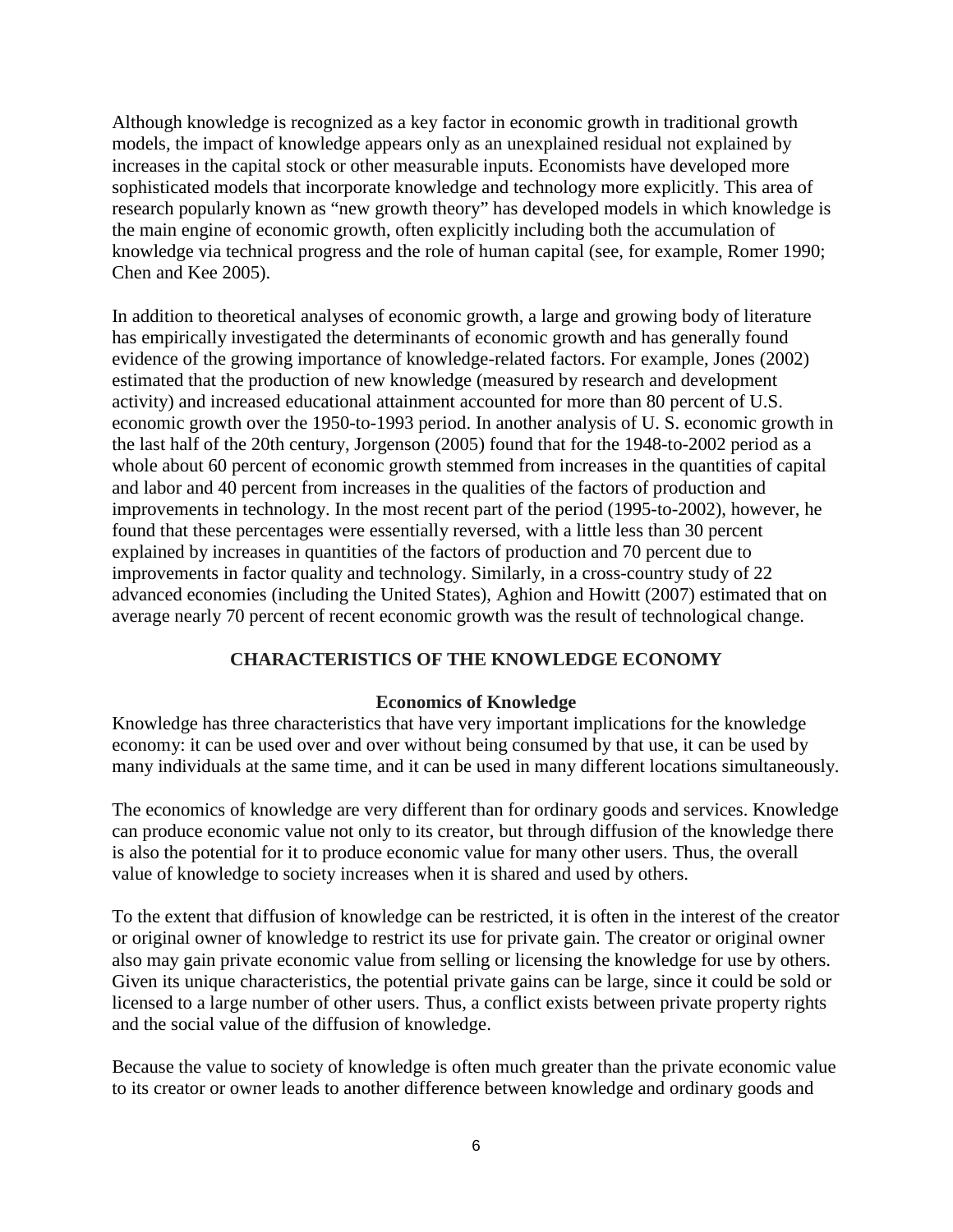Although knowledge is recognized as a key factor in economic growth in traditional growth models, the impact of knowledge appears only as an unexplained residual not explained by increases in the capital stock or other measurable inputs. Economists have developed more sophisticated models that incorporate knowledge and technology more explicitly. This area of research popularly known as "new growth theory" has developed models in which knowledge is the main engine of economic growth, often explicitly including both the accumulation of knowledge via technical progress and the role of human capital (see, for example, Romer 1990; Chen and Kee 2005).

In addition to theoretical analyses of economic growth, a large and growing body of literature has empirically investigated the determinants of economic growth and has generally found evidence of the growing importance of knowledge-related factors. For example, Jones (2002) estimated that the production of new knowledge (measured by research and development activity) and increased educational attainment accounted for more than 80 percent of U.S. economic growth over the 1950-to-1993 period. In another analysis of U. S. economic growth in the last half of the 20th century, Jorgenson (2005) found that for the 1948-to-2002 period as a whole about 60 percent of economic growth stemmed from increases in the quantities of capital and labor and 40 percent from increases in the qualities of the factors of production and improvements in technology. In the most recent part of the period (1995-to-2002), however, he found that these percentages were essentially reversed, with a little less than 30 percent explained by increases in quantities of the factors of production and 70 percent due to improvements in factor quality and technology. Similarly, in a cross-country study of 22 advanced economies (including the United States), Aghion and Howitt (2007) estimated that on average nearly 70 percent of recent economic growth was the result of technological change.

## CHARACTERISTICS OF THE KNOWLEDGE ECONOMY

### Economics of Knowledge

Knowledge has three characteristics that have very important implications for the knowledge economy: it can be used over and over without being consumed by that use, it can be used by many individuals at the same time, and it can be used in many different locations simultaneously.

The economics of knowledge are very different than for ordinary goods and services. Knowledge can produce economic value not only to its creator, but through diffusion of the knowledge there is also the potential for it to produce economic value for many other users. Thus, the overall value of knowledge to society increases when it is shared and used by others.

To the extent that diffusion of knowledge can be restricted, it is often in the interest of the creator or original owner of knowledge to restrict its use for private gain. The creator or original owner also may gain private economic value from selling or licensing the knowledge for use by others. Given its unique characteristics, the potential private gains can be large, since it could be sold or licensed to a large number of other users. Thus, a conflict exists between private property rights and the social value of the diffusion of knowledge.

Because the value to society of knowledge is often much greater than the private economic value to its creator or owner leads to another difference between knowledge and ordinary goods and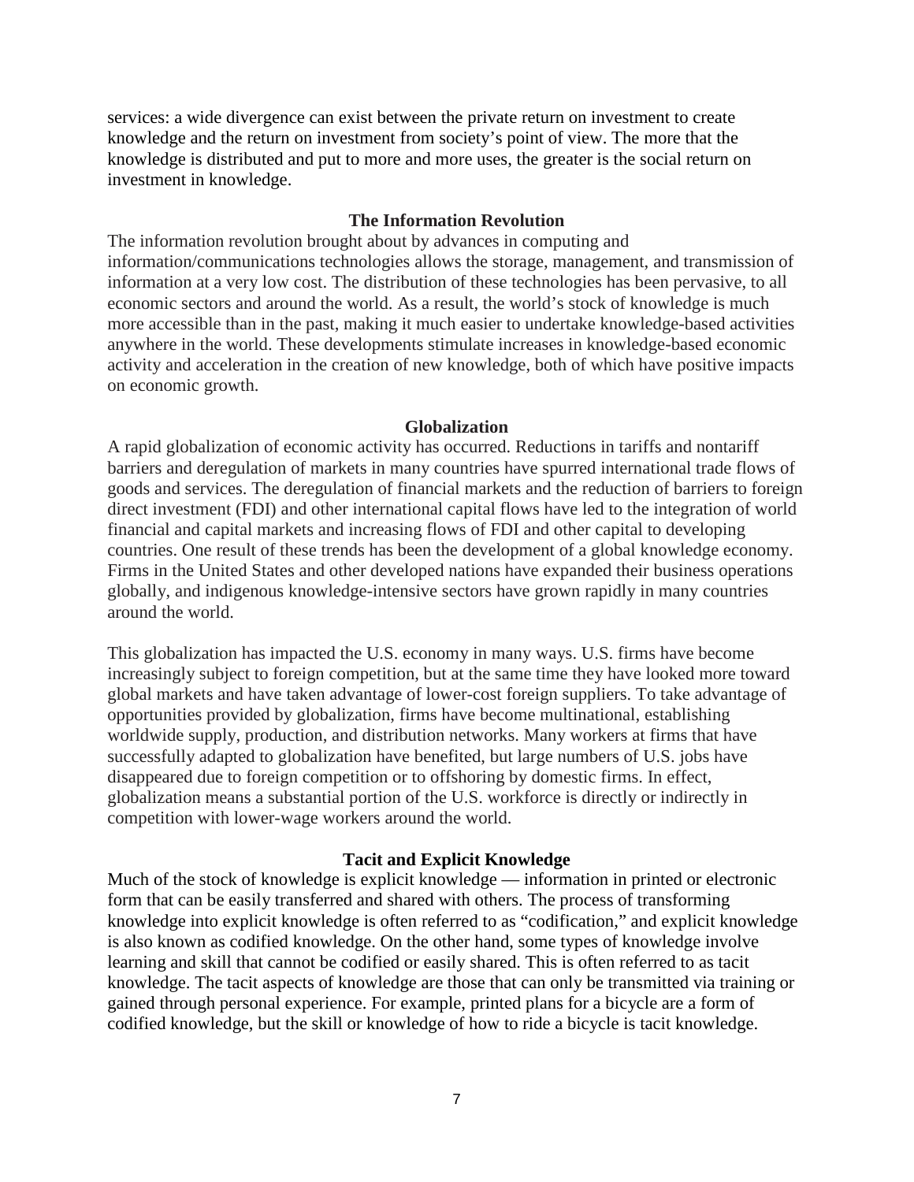services: a wide divergence can exist between the private return on investment to create knowledge and the return on investment from society's point of view. The more that the knowledge is distributed and put to more and more uses, the greater is the social return on investment in knowledge.

### The Information Revolution

The information revolution brought about by advances in computing and information/communications technologies allows the storage, management, and transmission of information at a very low cost. The distribution of these technologies has been pervasive, to all economic sectors and around the world. As a result, the world's stock of knowledge is much more accessible than in the past, making it much easier to undertake knowledge-based activities anywhere in the world. These developments stimulate increases in knowledge-based economic activity and acceleration in the creation of new knowledge, both of which have positive impacts on economic growth.

### Globalization

A rapid globalization of economic activity has occurred. Reductions in tariffs and nontariff barriers and deregulation of markets in many countries have spurred international trade flows of goods and services. The deregulation of financial markets and the reduction of barriers to foreign direct investment (FDI) and other international capital flows have led to the integration of world financial and capital markets and increasing flows of FDI and other capital to developing countries. One result of these trends has been the development of a global knowledge economy. Firms in the United States and other developed nations have expanded their business operations globally, and indigenous knowledge-intensive sectors have grown rapidly in many countries around the world.

This globalization has impacted the U.S. economy in many ways. U.S. firms have become increasingly subject to foreign competition, but at the same time they have looked more toward global markets and have taken advantage of lower-cost foreign suppliers. To take advantage of opportunities provided by globalization, firms have become multinational, establishing worldwide supply, production, and distribution networks. Many workers at firms that have successfully adapted to globalization have benefited, but large numbers of U.S. jobs have disappeared due to foreign competition or to offshoring by domestic firms. In effect, globalization means a substantial portion of the U.S. workforce is directly or indirectly in competition with lower-wage workers around the world.

### Tacit and Explicit Knowledge

Much of the stock of knowledge is explicit knowledge — information in printed or electronic form that can be easily transferred and shared with others. The process of transforming knowledge into explicit knowledge is often referred to as "codification," and explicit knowledge is also known as codified knowledge. On the other hand, some types of knowledge involve learning and skill that cannot be codified or easily shared. This is often referred to as tacit knowledge. The tacit aspects of knowledge are those that can only be transmitted via training or gained through personal experience. For example, printed plans for a bicycle are a form of codified knowledge, but the skill or knowledge of how to ride a bicycle is tacit knowledge.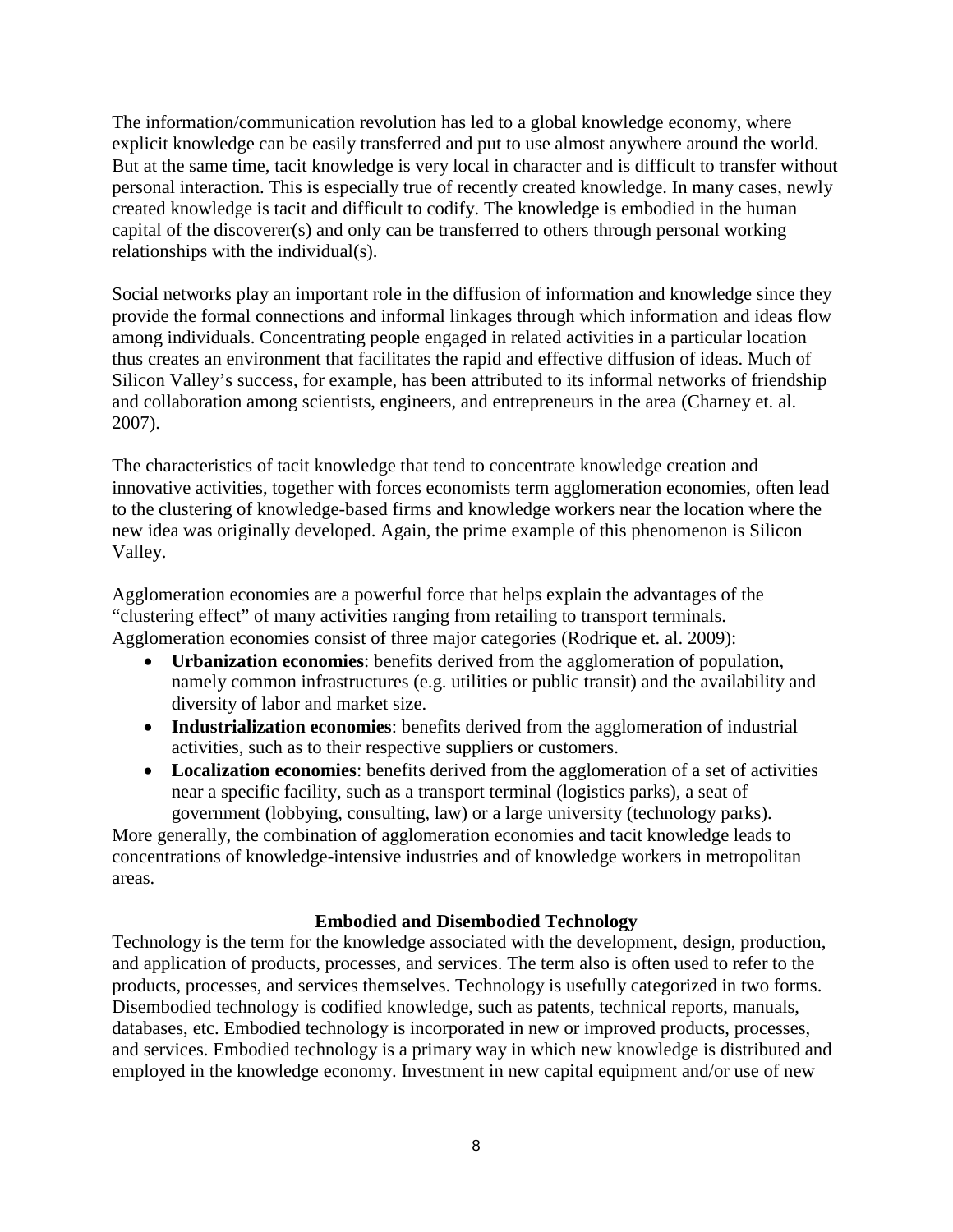The information/communication revolution has led to a global knowledge economy, where explicit knowledge can be easily transferred and put to use almost anywhere around the world. But at the same time, tacit knowledge is very local in character and is difficult to transfer without personal interaction. This is especially true of recently created knowledge. In many cases, newly created knowledge is tacit and difficult to codify. The knowledge is embodied in the human capital of the discoverer(s) and only can be transferred to others through personal working relationships with the individual(s).

Social networks play an important role in the diffusion of information and knowledge since they provide the formal connections and informal linkages through which information and ideas flow among individuals. Concentrating people engaged in related activities in a particular location thus creates an environment that facilitates the rapid and effective diffusion of ideas. Much of Silicon Valley's success, for example, has been attributed to its informal networks of friendship and collaboration among scientists, engineers, and entrepreneurs in the area (Charney et. al. 2007).

The characteristics of tacit knowledge that tend to concentrate knowledge creation and innovative activities, together with forces economists term agglomeration economies, often lead to the clustering of knowledge-based firms and knowledge workers near the location where the new idea was originally developed. Again, the prime example of this phenomenon is Silicon Valley.

Agglomeration economies are a powerful force that helps explain the advantages of the "clustering effect" of many activities ranging from retailing to transport terminals. Agglomeration economies consist of three major categories (Rodrique et. al. 2009):

- **Urbanization economies**: benefits derived from the agglomeration of population, namely common infrastructures (e.g. utilities or public transit) and the availability and diversity of labor and market size.
- **Industrialization economies**: benefits derived from the agglomeration of industrial activities, such as to their respective suppliers or customers.
- **Localization economies**: benefits derived from the agglomeration of a set of activities near a specific facility, such as a transport terminal (logistics parks), a seat of government (lobbying, consulting, law) or a large university (technology parks).

More generally, the combination of agglomeration economies and tacit knowledge leads to concentrations of knowledge-intensive industries and of knowledge workers in metropolitan areas.

## Embodied and Disembodied Technology

Technology is the term for the knowledge associated with the development, design, production, and application of products, processes, and services. The term also is often used to refer to the products, processes, and services themselves. Technology is usefully categorized in two forms. Disembodied technology is codified knowledge, such as patents, technical reports, manuals, databases, etc. Embodied technology is incorporated in new or improved products, processes, and services. Embodied technology is a primary way in which new knowledge is distributed and employed in the knowledge economy. Investment in new capital equipment and/or use of new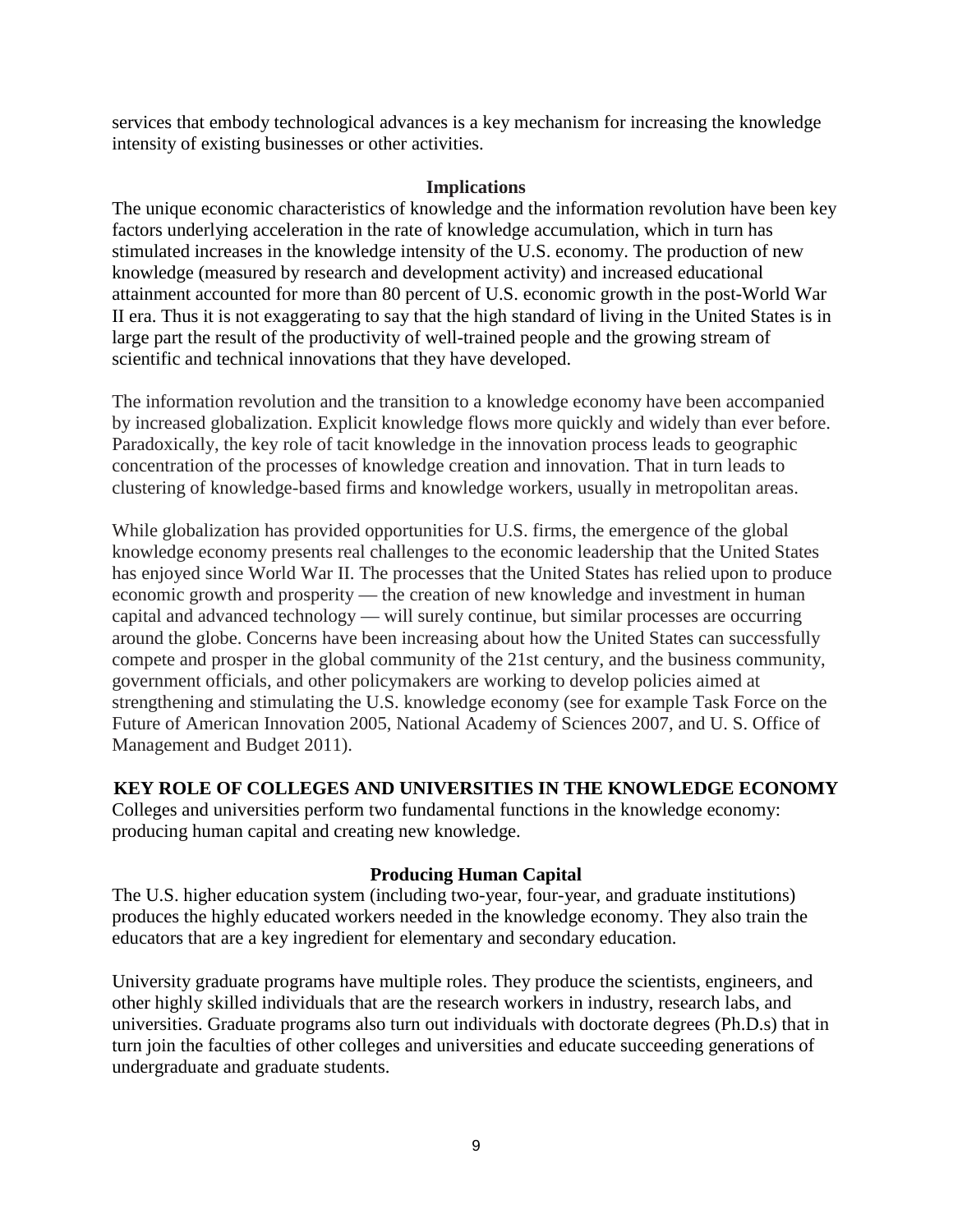services that embody technological advances is a key mechanism for increasing the knowledge intensity of existing businesses or other activities.

### Implications

The unique economic characteristics of knowledge and the information revolution have been key factors underlying acceleration in the rate of knowledge accumulation, which in turn has stimulated increases in the knowledge intensity of the U.S. economy. The production of new knowledge (measured by research and development activity) and increased educational attainment accounted for more than 80 percent of U.S. economic growth in the post-World War II era. Thus it is not exaggerating to say that the high standard of living in the United States is in large part the result of the productivity of well-trained people and the growing stream of scientific and technical innovations that they have developed.

The information revolution and the transition to a knowledge economy have been accompanied by increased globalization. Explicit knowledge flows more quickly and widely than ever before. Paradoxically, the key role of tacit knowledge in the innovation process leads to geographic concentration of the processes of knowledge creation and innovation. That in turn leads to clustering of knowledge-based firms and knowledge workers, usually in metropolitan areas.

While globalization has provided opportunities for U.S. firms, the emergence of the global knowledge economy presents real challenges to the economic leadership that the United States has enjoyed since World War II. The processes that the United States has relied upon to produce economic growth and prosperity — the creation of new knowledge and investment in human capital and advanced technology — will surely continue, but similar processes are occurring around the globe. Concerns have been increasing about how the United States can successfully compete and prosper in the global community of the 21st century, and the business community, government officials, and other policymakers are working to develop policies aimed at strengthening and stimulating the U.S. knowledge economy (see for example Task Force on the Future of American Innovation 2005, National Academy of Sciences 2007, and U. S. Office of Management and Budget 2011).

## KEY ROLE OF COLLEGES AND UNIVERSITIES IN THE KNOWLEDGE ECONOMY

Colleges and universities perform two fundamental functions in the knowledge economy: producing human capital and creating new knowledge.

### Producing Human Capital

The U.S. higher education system (including two-year, four-year, and graduate institutions) produces the highly educated workers needed in the knowledge economy. They also train the educators that are a key ingredient for elementary and secondary education.

University graduate programs have multiple roles. They produce the scientists, engineers, and other highly skilled individuals that are the research workers in industry, research labs, and universities. Graduate programs also turn out individuals with doctorate degrees (Ph.D.s) that in turn join the faculties of other colleges and universities and educate succeeding generations of undergraduate and graduate students.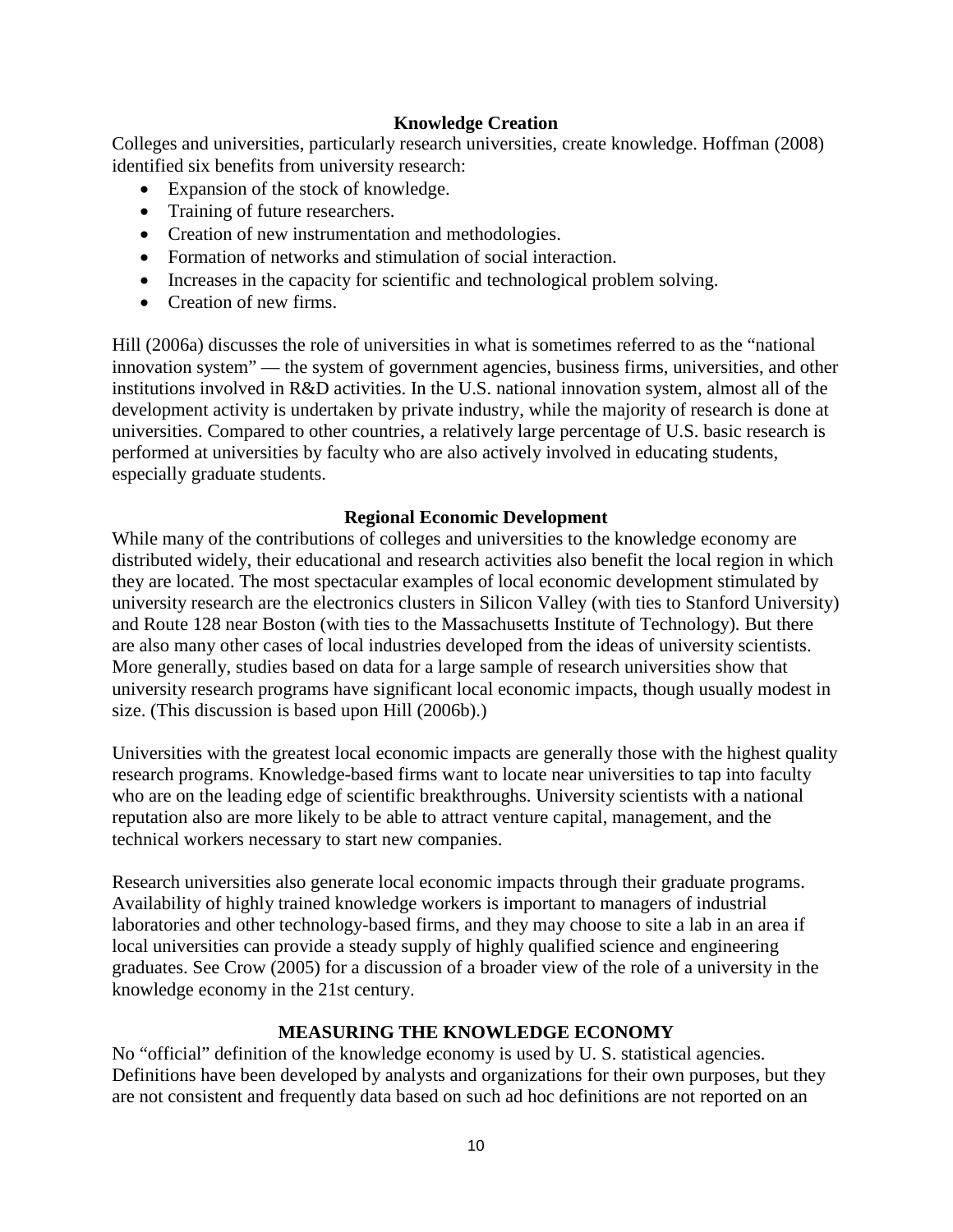### Knowledge Creation

Colleges and universities, particularly research universities, create knowledge. Hoffman (2008) identified six benefits from university research:

- Expansion of the stock of knowledge.
- Training of future researchers.
- Creation of new instrumentation and methodologies.
- Formation of networks and stimulation of social interaction.
- Increases in the capacity for scientific and technological problem solving.
- Creation of new firms.

Hill (2006a) discusses the role of universities in what is sometimes referred to as the "national innovation system" — the system of government agencies, business firms, universities, and other institutions involved in R&D activities. In the U.S. national innovation system, almost all of the development activity is undertaken by private industry, while the majority of research is done at universities. Compared to other countries, a relatively large percentage of U.S. basic research is performed at universities by faculty who are also actively involved in educating students, especially graduate students.

### Regional Economic Development

While many of the contributions of colleges and universities to the knowledge economy are distributed widely, their educational and research activities also benefit the local region in which they are located. The most spectacular examples of local economic development stimulated by university research are the electronics clusters in Silicon Valley (with ties to Stanford University) and Route 128 near Boston (with ties to the Massachusetts Institute of Technology). But there are also many other cases of local industries developed from the ideas of university scientists. More generally, studies based on data for a large sample of research universities show that university research programs have significant local economic impacts, though usually modest in size. (This discussion is based upon Hill (2006b).)

Universities with the greatest local economic impacts are generally those with the highest quality research programs. Knowledge-based firms want to locate near universities to tap into faculty who are on the leading edge of scientific breakthroughs. University scientists with a national reputation also are more likely to be able to attract venture capital, management, and the technical workers necessary to start new companies.

Research universities also generate local economic impacts through their graduate programs. Availability of highly trained knowledge workers is important to managers of industrial laboratories and other technology-based firms, and they may choose to site a lab in an area if local universities can provide a steady supply of highly qualified science and engineering graduates. See Crow (2005) for a discussion of a broader view of the role of a university in the knowledge economy in the 21st century.

## MEASURING THE KNOWLEDGE ECONOMY

No "official" definition of the knowledge economy is used by U. S. statistical agencies. Definitions have been developed by analysts and organizations for their own purposes, but they are not consistent and frequently data based on such ad hoc definitions are not reported on an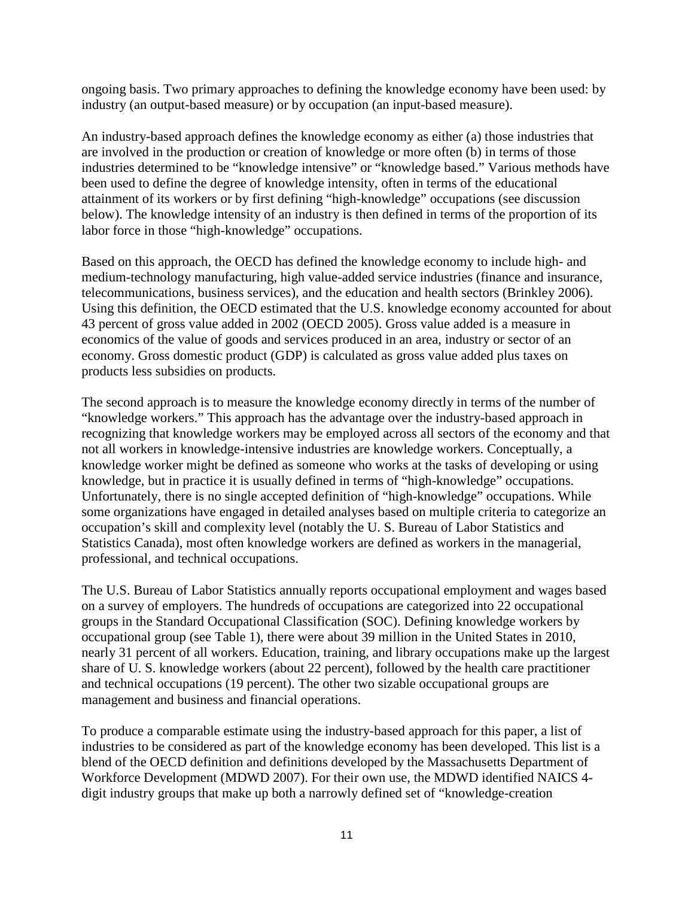ongoing basis. Two primary approaches to defining the knowledge economy have been used: by industry (an output-based measure) or by occupation (an input-based measure).

An industry-based approach defines the knowledge economy as either (a) those industries that are involved in the production or creation of knowledge or more often (b) in terms of those industries determined to be "knowledge intensive" or "knowledge based." Various methods have been used to define the degree of knowledge intensity, often in terms of the educational attainment of its workers or by first defining "high-knowledge" occupations (see discussion below). The knowledge intensity of an industry is then defined in terms of the proportion of its labor force in those "high-knowledge" occupations.

Based on this approach, the OECD has defined the knowledge economy to include high- and medium-technology manufacturing, high value-added service industries (finance and insurance, telecommunications, business services), and the education and health sectors (Brinkley 2006). Using this definition, the OECD estimated that the U.S. knowledge economy accounted for about 43 percent of gross value added in 2002 (OECD 2005). Gross value added is a measure in economics of the value of goods and services produced in an area, industry or sector of an economy. Gross domestic product (GDP) is calculated as gross value added plus taxes on products less subsidies on products.

The second approach is to measure the knowledge economy directly in terms of the number of "knowledge workers." This approach has the advantage over the industry-based approach in recognizing that knowledge workers may be employed across all sectors of the economy and that not all workers in knowledge-intensive industries are knowledge workers. Conceptually, a knowledge worker might be defined as someone who works at the tasks of developing or using knowledge, but in practice it is usually defined in terms of "high-knowledge" occupations. Unfortunately, there is no single accepted definition of "high-knowledge" occupations. While some organizations have engaged in detailed analyses based on multiple criteria to categorize an occupation's skill and complexity level (notably the U. S. Bureau of Labor Statistics and Statistics Canada), most often knowledge workers are defined as workers in the managerial, professional, and technical occupations.

The U.S. Bureau of Labor Statistics annually reports occupational employment and wages based on a survey of employers. The hundreds of occupations are categorized into 22 occupational groups in the Standard Occupational Classification (SOC). Defining knowledge workers by occupational group (see Table 1), there were about 39 million in the United States in 2010, nearly 31 percent of all workers. Education, training, and library occupations make up the largest share of U. S. knowledge workers (about 22 percent), followed by the health care practitioner and technical occupations (19 percent). The other two sizable occupational groups are management and business and financial operations.

To produce a comparable estimate using the industry-based approach for this paper, a list of industries to be considered as part of the knowledge economy has been developed. This list is a blend of the OECD definition and definitions developed by the Massachusetts Department of Workforce Development (MDWD 2007). For their own use, the MDWD identified NAICS 4-digit industry groups that make up both a narrowly defined set of "knowledge-creation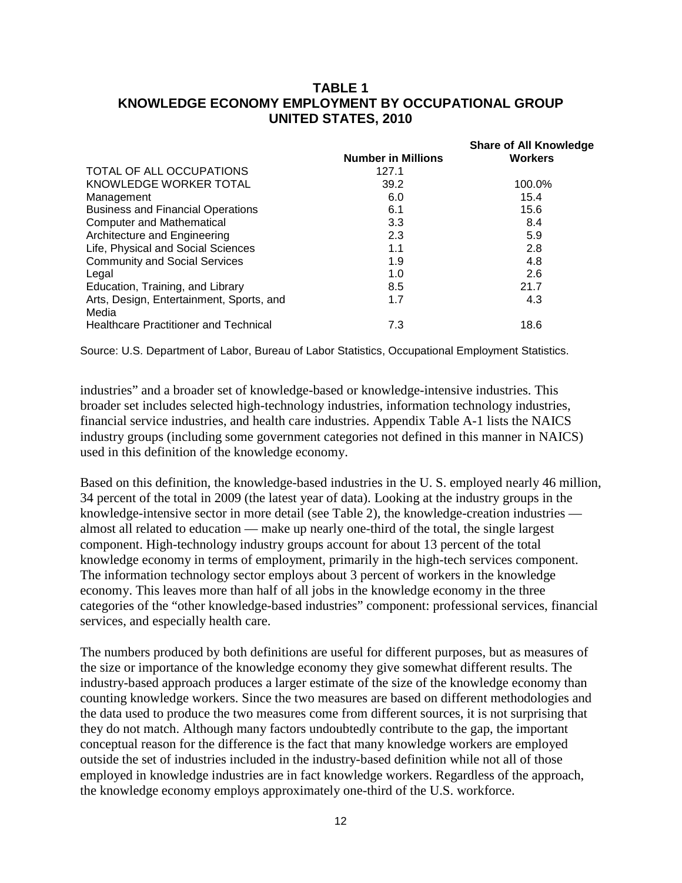**TABLE 1**
**KNOWLEDGE ECONOMY EMPLOYMENT BY OCCUPATIONAL GROUP**
**UNITED STATES, 2010**

| | Number in Millions | Share of All Knowledge Workers |
|---|---|---|
| TOTAL OF ALL OCCUPATIONS | 127.1 | |
| KNOWLEDGE WORKER TOTAL | 39.2 | 100.0% |
| Management | 6.0 | 15.4 |
| Business and Financial Operations | 6.1 | 15.6 |
| Computer and Mathematical | 3.3 | 8.4 |
| Architecture and Engineering | 2.3 | 5.9 |
| Life, Physical and Social Sciences | 1.1 | 2.8 |
| Community and Social Services | 1.9 | 4.8 |
| Legal | 1.0 | 2.6 |
| Education, Training, and Library | 8.5 | 21.7 |
| Arts, Design, Entertainment, Sports, and Media | 1.7 | 4.3 |
| Healthcare Practitioner and Technical | 7.3 | 18.6 |

Source: U.S. Department of Labor, Bureau of Labor Statistics, Occupational Employment Statistics.

industries" and a broader set of knowledge-based or knowledge-intensive industries. This broader set includes selected high-technology industries, information technology industries, financial service industries, and health care industries. Appendix Table A-1 lists the NAICS industry groups (including some government categories not defined in this manner in NAICS) used in this definition of the knowledge economy.

Based on this definition, the knowledge-based industries in the U. S. employed nearly 46 million, 34 percent of the total in 2009 (the latest year of data). Looking at the industry groups in the knowledge-intensive sector in more detail (see Table 2), the knowledge-creation industries — almost all related to education — make up nearly one-third of the total, the single largest component. High-technology industry groups account for about 13 percent of the total knowledge economy in terms of employment, primarily in the high-tech services component. The information technology sector employs about 3 percent of workers in the knowledge economy. This leaves more than half of all jobs in the knowledge economy in the three categories of the "other knowledge-based industries" component: professional services, financial services, and especially health care.

The numbers produced by both definitions are useful for different purposes, but as measures of the size or importance of the knowledge economy they give somewhat different results. The industry-based approach produces a larger estimate of the size of the knowledge economy than counting knowledge workers. Since the two measures are based on different methodologies and the data used to produce the two measures come from different sources, it is not surprising that they do not match. Although many factors undoubtedly contribute to the gap, the important conceptual reason for the difference is the fact that many knowledge workers are employed outside the set of industries included in the industry-based definition while not all of those employed in knowledge industries are in fact knowledge workers. Regardless of the approach, the knowledge economy employs approximately one-third of the U.S. workforce.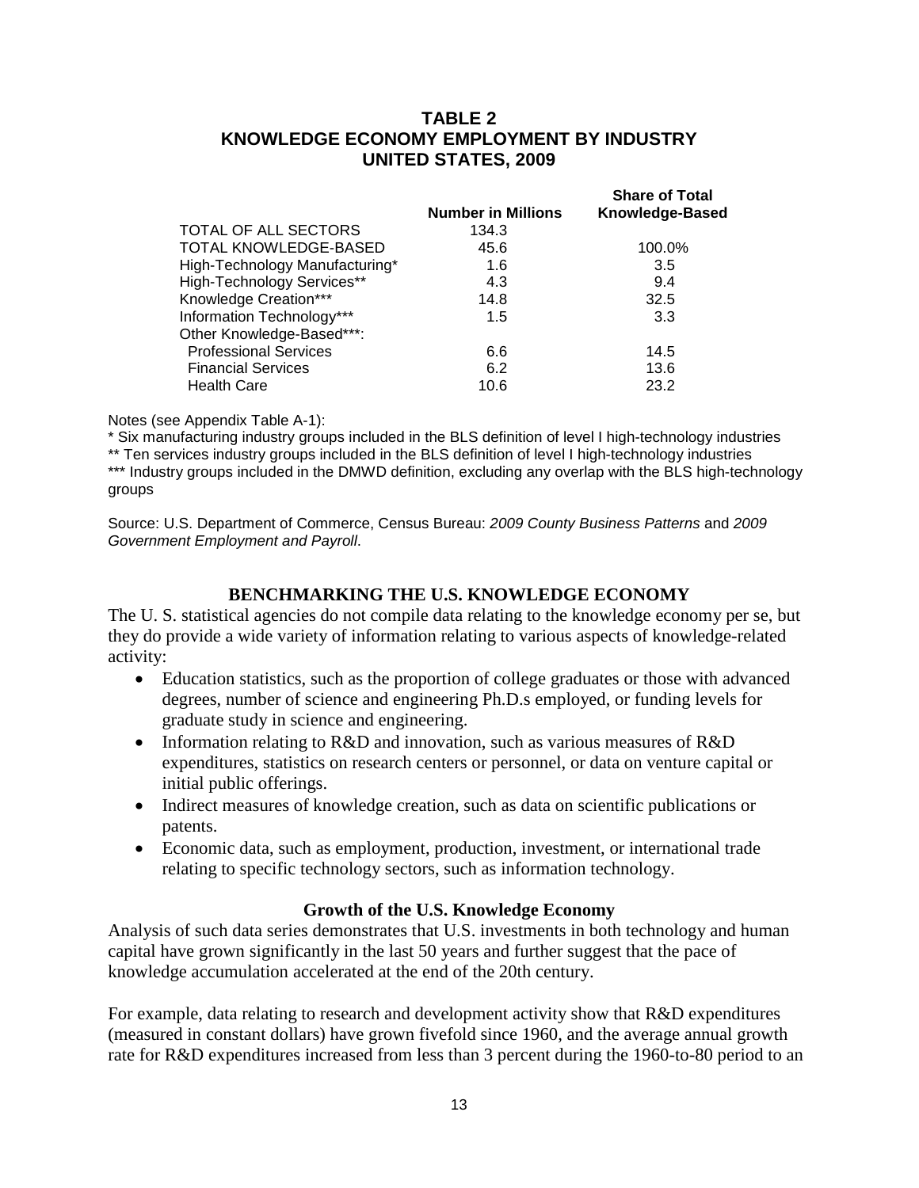**TABLE 2**
**KNOWLEDGE ECONOMY EMPLOYMENT BY INDUSTRY**
**UNITED STATES, 2009**

| | Number in Millions | Share of Total Knowledge-Based |
|---|---|---|
| TOTAL OF ALL SECTORS | 134.3 | |
| TOTAL KNOWLEDGE-BASED | 45.6 | 100.0% |
| High-Technology Manufacturing* | 1.6 | 3.5 |
| High-Technology Services** | 4.3 | 9.4 |
| Knowledge Creation*** | 14.8 | 32.5 |
| Information Technology*** | 1.5 | 3.3 |
| Other Knowledge-Based***: | | |
| Professional Services | 6.6 | 14.5 |
| Financial Services | 6.2 | 13.6 |
| Health Care | 10.6 | 23.2 |

Notes (see Appendix Table A-1):

* Six manufacturing industry groups included in the BLS definition of level I high-technology industries

** Ten services industry groups included in the BLS definition of level I high-technology industries

*** Industry groups included in the DMWD definition, excluding any overlap with the BLS high-technology groups

Source: U.S. Department of Commerce, Census Bureau: *2009 County Business Patterns* and *2009 Government Employment and Payroll*.

## BENCHMARKING THE U.S. KNOWLEDGE ECONOMY

The U. S. statistical agencies do not compile data relating to the knowledge economy per se, but they do provide a wide variety of information relating to various aspects of knowledge-related activity:

- Education statistics, such as the proportion of college graduates or those with advanced degrees, number of science and engineering Ph.D.s employed, or funding levels for graduate study in science and engineering.
- Information relating to R&D and innovation, such as various measures of R&D expenditures, statistics on research centers or personnel, or data on venture capital or initial public offerings.
- Indirect measures of knowledge creation, such as data on scientific publications or patents.
- Economic data, such as employment, production, investment, or international trade relating to specific technology sectors, such as information technology.

### Growth of the U.S. Knowledge Economy

Analysis of such data series demonstrates that U.S. investments in both technology and human capital have grown significantly in the last 50 years and further suggest that the pace of knowledge accumulation accelerated at the end of the 20th century.

For example, data relating to research and development activity show that R&D expenditures (measured in constant dollars) have grown fivefold since 1960, and the average annual growth rate for R&D expenditures increased from less than 3 percent during the 1960-to-80 period to an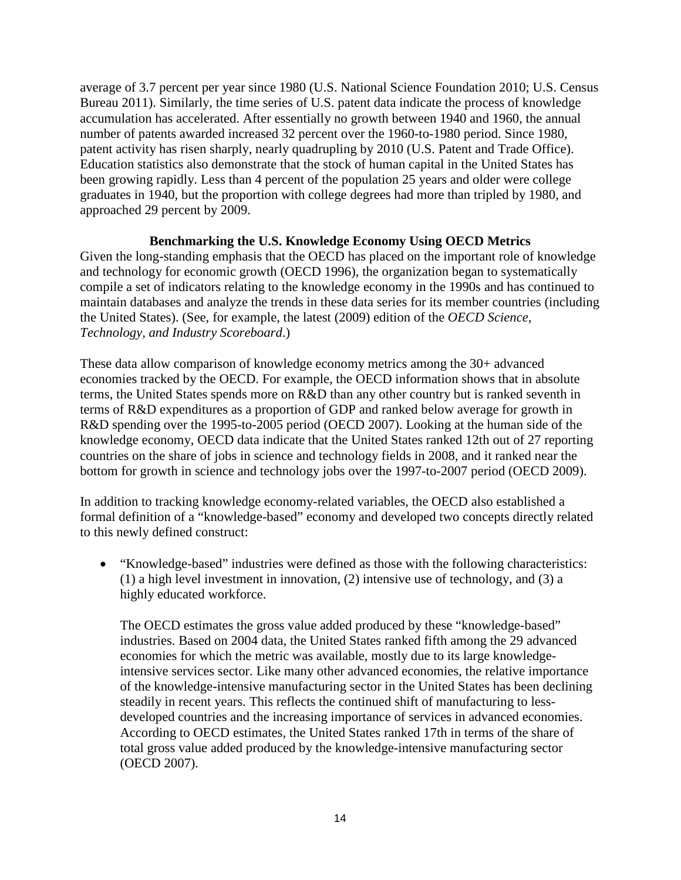average of 3.7 percent per year since 1980 (U.S. National Science Foundation 2010; U.S. Census Bureau 2011). Similarly, the time series of U.S. patent data indicate the process of knowledge accumulation has accelerated. After essentially no growth between 1940 and 1960, the annual number of patents awarded increased 32 percent over the 1960-to-1980 period. Since 1980, patent activity has risen sharply, nearly quadrupling by 2010 (U.S. Patent and Trade Office). Education statistics also demonstrate that the stock of human capital in the United States has been growing rapidly. Less than 4 percent of the population 25 years and older were college graduates in 1940, but the proportion with college degrees had more than tripled by 1980, and approached 29 percent by 2009.

### Benchmarking the U.S. Knowledge Economy Using OECD Metrics

Given the long-standing emphasis that the OECD has placed on the important role of knowledge and technology for economic growth (OECD 1996), the organization began to systematically compile a set of indicators relating to the knowledge economy in the 1990s and has continued to maintain databases and analyze the trends in these data series for its member countries (including the United States). (See, for example, the latest (2009) edition of the *OECD Science, Technology, and Industry Scoreboard*.)

These data allow comparison of knowledge economy metrics among the 30+ advanced economies tracked by the OECD. For example, the OECD information shows that in absolute terms, the United States spends more on R&D than any other country but is ranked seventh in terms of R&D expenditures as a proportion of GDP and ranked below average for growth in R&D spending over the 1995-to-2005 period (OECD 2007). Looking at the human side of the knowledge economy, OECD data indicate that the United States ranked 12th out of 27 reporting countries on the share of jobs in science and technology fields in 2008, and it ranked near the bottom for growth in science and technology jobs over the 1997-to-2007 period (OECD 2009).

In addition to tracking knowledge economy-related variables, the OECD also established a formal definition of a "knowledge-based" economy and developed two concepts directly related to this newly defined construct:

- "Knowledge-based" industries were defined as those with the following characteristics: (1) a high level investment in innovation, (2) intensive use of technology, and (3) a highly educated workforce.

  The OECD estimates the gross value added produced by these "knowledge-based" industries. Based on 2004 data, the United States ranked fifth among the 29 advanced economies for which the metric was available, mostly due to its large knowledge-intensive services sector. Like many other advanced economies, the relative importance of the knowledge-intensive manufacturing sector in the United States has been declining steadily in recent years. This reflects the continued shift of manufacturing to less-developed countries and the increasing importance of services in advanced economies. According to OECD estimates, the United States ranked 17th in terms of the share of total gross value added produced by the knowledge-intensive manufacturing sector (OECD 2007).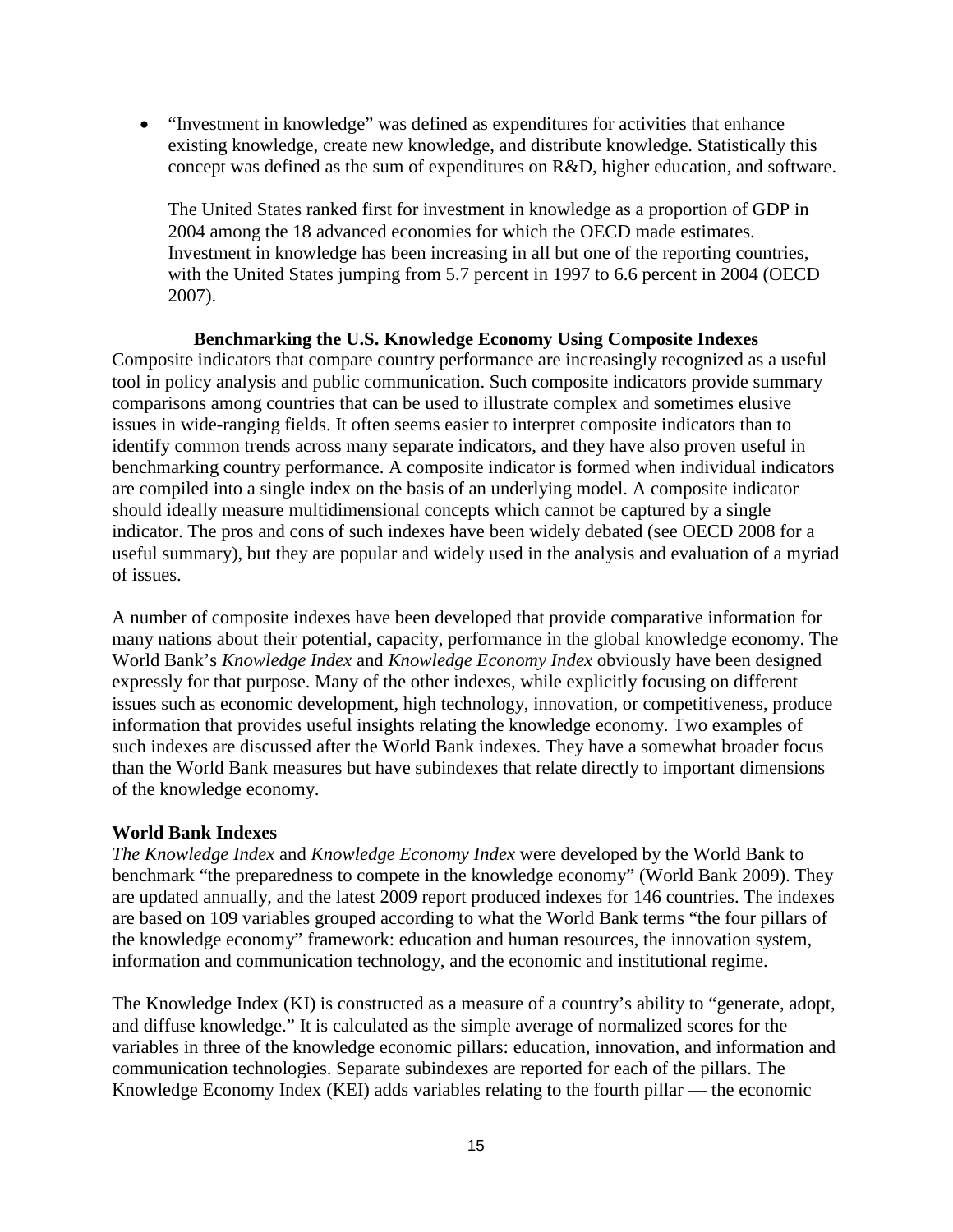- "Investment in knowledge" was defined as expenditures for activities that enhance existing knowledge, create new knowledge, and distribute knowledge. Statistically this concept was defined as the sum of expenditures on R&D, higher education, and software.

  The United States ranked first for investment in knowledge as a proportion of GDP in 2004 among the 18 advanced economies for which the OECD made estimates. Investment in knowledge has been increasing in all but one of the reporting countries, with the United States jumping from 5.7 percent in 1997 to 6.6 percent in 2004 (OECD 2007).

## Benchmarking the U.S. Knowledge Economy Using Composite Indexes

Composite indicators that compare country performance are increasingly recognized as a useful tool in policy analysis and public communication. Such composite indicators provide summary comparisons among countries that can be used to illustrate complex and sometimes elusive issues in wide-ranging fields. It often seems easier to interpret composite indicators than to identify common trends across many separate indicators, and they have also proven useful in benchmarking country performance. A composite indicator is formed when individual indicators are compiled into a single index on the basis of an underlying model. A composite indicator should ideally measure multidimensional concepts which cannot be captured by a single indicator. The pros and cons of such indexes have been widely debated (see OECD 2008 for a useful summary), but they are popular and widely used in the analysis and evaluation of a myriad of issues.

A number of composite indexes have been developed that provide comparative information for many nations about their potential, capacity, performance in the global knowledge economy. The World Bank's *Knowledge Index* and *Knowledge Economy Index* obviously have been designed expressly for that purpose. Many of the other indexes, while explicitly focusing on different issues such as economic development, high technology, innovation, or competitiveness, produce information that provides useful insights relating the knowledge economy. Two examples of such indexes are discussed after the World Bank indexes. They have a somewhat broader focus than the World Bank measures but have subindexes that relate directly to important dimensions of the knowledge economy.

### World Bank Indexes

*The Knowledge Index* and *Knowledge Economy Index* were developed by the World Bank to benchmark "the preparedness to compete in the knowledge economy" (World Bank 2009). They are updated annually, and the latest 2009 report produced indexes for 146 countries. The indexes are based on 109 variables grouped according to what the World Bank terms "the four pillars of the knowledge economy" framework: education and human resources, the innovation system, information and communication technology, and the economic and institutional regime.

The Knowledge Index (KI) is constructed as a measure of a country's ability to "generate, adopt, and diffuse knowledge." It is calculated as the simple average of normalized scores for the variables in three of the knowledge economic pillars: education, innovation, and information and communication technologies. Separate subindexes are reported for each of the pillars. The Knowledge Economy Index (KEI) adds variables relating to the fourth pillar — the economic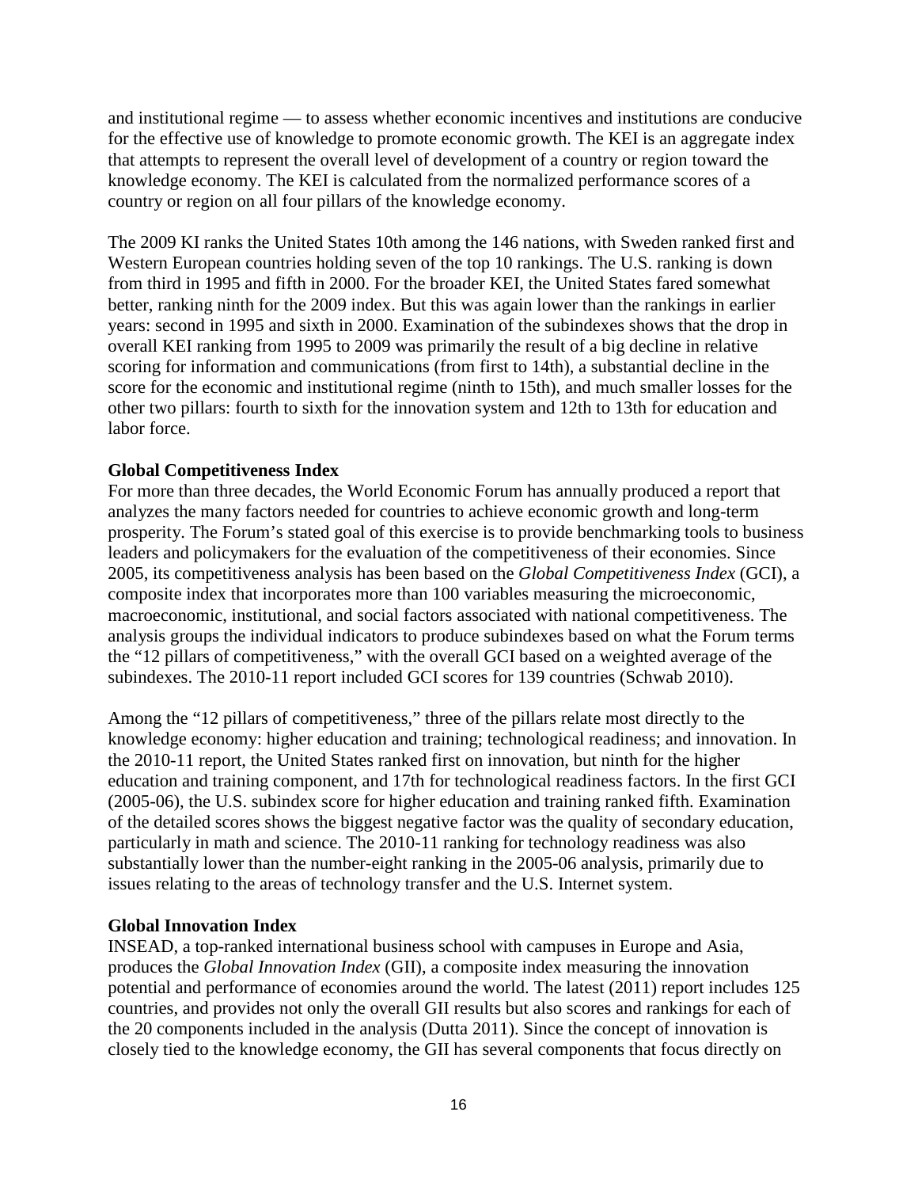and institutional regime — to assess whether economic incentives and institutions are conducive for the effective use of knowledge to promote economic growth. The KEI is an aggregate index that attempts to represent the overall level of development of a country or region toward the knowledge economy. The KEI is calculated from the normalized performance scores of a country or region on all four pillars of the knowledge economy.

The 2009 KI ranks the United States 10th among the 146 nations, with Sweden ranked first and Western European countries holding seven of the top 10 rankings. The U.S. ranking is down from third in 1995 and fifth in 2000. For the broader KEI, the United States fared somewhat better, ranking ninth for the 2009 index. But this was again lower than the rankings in earlier years: second in 1995 and sixth in 2000. Examination of the subindexes shows that the drop in overall KEI ranking from 1995 to 2009 was primarily the result of a big decline in relative scoring for information and communications (from first to 14th), a substantial decline in the score for the economic and institutional regime (ninth to 15th), and much smaller losses for the other two pillars: fourth to sixth for the innovation system and 12th to 13th for education and labor force.

**Global Competitiveness Index**

For more than three decades, the World Economic Forum has annually produced a report that analyzes the many factors needed for countries to achieve economic growth and long-term prosperity. The Forum's stated goal of this exercise is to provide benchmarking tools to business leaders and policymakers for the evaluation of the competitiveness of their economies. Since 2005, its competitiveness analysis has been based on the *Global Competitiveness Index* (GCI), a composite index that incorporates more than 100 variables measuring the microeconomic, macroeconomic, institutional, and social factors associated with national competitiveness. The analysis groups the individual indicators to produce subindexes based on what the Forum terms the "12 pillars of competitiveness," with the overall GCI based on a weighted average of the subindexes. The 2010-11 report included GCI scores for 139 countries (Schwab 2010).

Among the "12 pillars of competitiveness," three of the pillars relate most directly to the knowledge economy: higher education and training; technological readiness; and innovation. In the 2010-11 report, the United States ranked first on innovation, but ninth for the higher education and training component, and 17th for technological readiness factors. In the first GCI (2005-06), the U.S. subindex score for higher education and training ranked fifth. Examination of the detailed scores shows the biggest negative factor was the quality of secondary education, particularly in math and science. The 2010-11 ranking for technology readiness was also substantially lower than the number-eight ranking in the 2005-06 analysis, primarily due to issues relating to the areas of technology transfer and the U.S. Internet system.

**Global Innovation Index**

INSEAD, a top-ranked international business school with campuses in Europe and Asia, produces the *Global Innovation Index* (GII), a composite index measuring the innovation potential and performance of economies around the world. The latest (2011) report includes 125 countries, and provides not only the overall GII results but also scores and rankings for each of the 20 components included in the analysis (Dutta 2011). Since the concept of innovation is closely tied to the knowledge economy, the GII has several components that focus directly on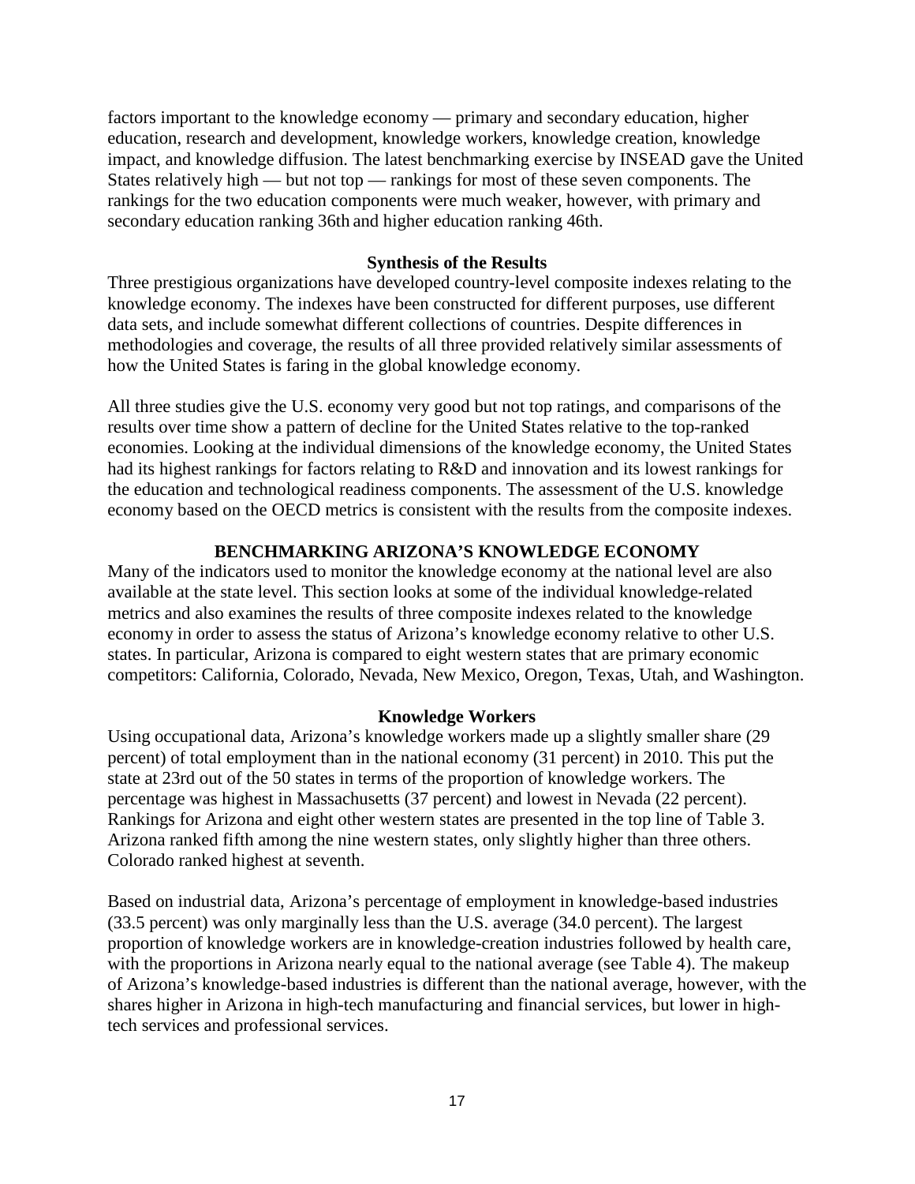factors important to the knowledge economy — primary and secondary education, higher education, research and development, knowledge workers, knowledge creation, knowledge impact, and knowledge diffusion. The latest benchmarking exercise by INSEAD gave the United States relatively high — but not top — rankings for most of these seven components. The rankings for the two education components were much weaker, however, with primary and secondary education ranking 36th and higher education ranking 46th.

### Synthesis of the Results

Three prestigious organizations have developed country-level composite indexes relating to the knowledge economy. The indexes have been constructed for different purposes, use different data sets, and include somewhat different collections of countries. Despite differences in methodologies and coverage, the results of all three provided relatively similar assessments of how the United States is faring in the global knowledge economy.

All three studies give the U.S. economy very good but not top ratings, and comparisons of the results over time show a pattern of decline for the United States relative to the top-ranked economies. Looking at the individual dimensions of the knowledge economy, the United States had its highest rankings for factors relating to R&D and innovation and its lowest rankings for the education and technological readiness components. The assessment of the U.S. knowledge economy based on the OECD metrics is consistent with the results from the composite indexes.

## BENCHMARKING ARIZONA'S KNOWLEDGE ECONOMY

Many of the indicators used to monitor the knowledge economy at the national level are also available at the state level. This section looks at some of the individual knowledge-related metrics and also examines the results of three composite indexes related to the knowledge economy in order to assess the status of Arizona's knowledge economy relative to other U.S. states. In particular, Arizona is compared to eight western states that are primary economic competitors: California, Colorado, Nevada, New Mexico, Oregon, Texas, Utah, and Washington.

### Knowledge Workers

Using occupational data, Arizona's knowledge workers made up a slightly smaller share (29 percent) of total employment than in the national economy (31 percent) in 2010. This put the state at 23rd out of the 50 states in terms of the proportion of knowledge workers. The percentage was highest in Massachusetts (37 percent) and lowest in Nevada (22 percent). Rankings for Arizona and eight other western states are presented in the top line of Table 3. Arizona ranked fifth among the nine western states, only slightly higher than three others. Colorado ranked highest at seventh.

Based on industrial data, Arizona's percentage of employment in knowledge-based industries (33.5 percent) was only marginally less than the U.S. average (34.0 percent). The largest proportion of knowledge workers are in knowledge-creation industries followed by health care, with the proportions in Arizona nearly equal to the national average (see Table 4). The makeup of Arizona's knowledge-based industries is different than the national average, however, with the shares higher in Arizona in high-tech manufacturing and financial services, but lower in high-tech services and professional services.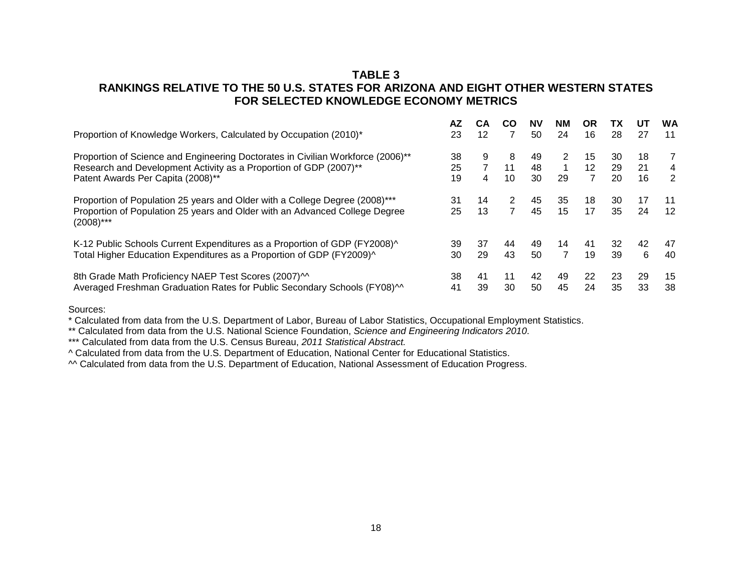# TABLE 3

## RANKINGS RELATIVE TO THE 50 U.S. STATES FOR ARIZONA AND EIGHT OTHER WESTERN STATES FOR SELECTED KNOWLEDGE ECONOMY METRICS

| | AZ | CA | CO | NV | NM | OR | TX | UT | WA |
|---|---|---|---|---|---|---|---|---|---|
| Proportion of Knowledge Workers, Calculated by Occupation (2010)* | 23 | 12 | 7 | 50 | 24 | 16 | 28 | 27 | 11 |
| Proportion of Science and Engineering Doctorates in Civilian Workforce (2006)** | 38 | 9 | 8 | 49 | 2 | 15 | 30 | 18 | 7 |
| Research and Development Activity as a Proportion of GDP (2007)** | 25 | 7 | 11 | 48 | 1 | 12 | 29 | 21 | 4 |
| Patent Awards Per Capita (2008)** | 19 | 4 | 10 | 30 | 29 | 7 | 20 | 16 | 2 |
| Proportion of Population 25 years and Older with a College Degree (2008)*** | 31 | 14 | 2 | 45 | 35 | 18 | 30 | 17 | 11 |
| Proportion of Population 25 years and Older with an Advanced College Degree (2008)*** | 25 | 13 | 7 | 45 | 15 | 17 | 35 | 24 | 12 |
| K-12 Public Schools Current Expenditures as a Proportion of GDP (FY2008)^ | 39 | 37 | 44 | 49 | 14 | 41 | 32 | 42 | 47 |
| Total Higher Education Expenditures as a Proportion of GDP (FY2009)^ | 30 | 29 | 43 | 50 | 7 | 19 | 39 | 6 | 40 |
| 8th Grade Math Proficiency NAEP Test Scores (2007)^^ | 38 | 41 | 11 | 42 | 49 | 22 | 23 | 29 | 15 |
| Averaged Freshman Graduation Rates for Public Secondary Schools (FY08)^^ | 41 | 39 | 30 | 50 | 45 | 24 | 35 | 33 | 38 |

Sources:

* Calculated from data from the U.S. Department of Labor, Bureau of Labor Statistics, Occupational Employment Statistics.

** Calculated from data from the U.S. National Science Foundation, *Science and Engineering Indicators 2010*.

*** Calculated from data from the U.S. Census Bureau, *2011 Statistical Abstract.*

^ Calculated from data from the U.S. Department of Education, National Center for Educational Statistics.

^^ Calculated from data from the U.S. Department of Education, National Assessment of Education Progress.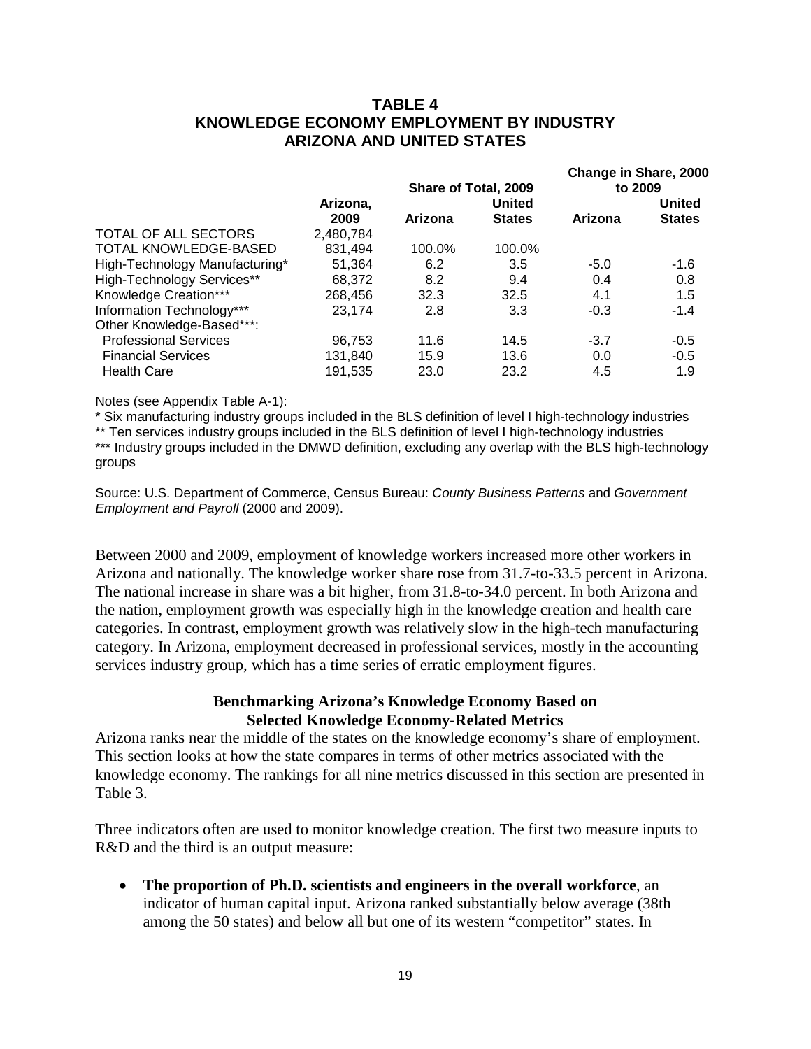## TABLE 4
## KNOWLEDGE ECONOMY EMPLOYMENT BY INDUSTRY
## ARIZONA AND UNITED STATES

| | Arizona, 2009 | Share of Total, 2009 | | Change in Share, 2000 to 2009 | |
|---|---|---|---|---|---|
| | | Arizona | United States | Arizona | United States |
| TOTAL OF ALL SECTORS | 2,480,784 | | | | |
| TOTAL KNOWLEDGE-BASED | 831,494 | 100.0% | 100.0% | | |
| High-Technology Manufacturing* | 51,364 | 6.2 | 3.5 | -5.0 | -1.6 |
| High-Technology Services** | 68,372 | 8.2 | 9.4 | 0.4 | 0.8 |
| Knowledge Creation*** | 268,456 | 32.3 | 32.5 | 4.1 | 1.5 |
| Information Technology*** | 23,174 | 2.8 | 3.3 | -0.3 | -1.4 |
| Other Knowledge-Based***: | | | | | |
| Professional Services | 96,753 | 11.6 | 14.5 | -3.7 | -0.5 |
| Financial Services | 131,840 | 15.9 | 13.6 | 0.0 | -0.5 |
| Health Care | 191,535 | 23.0 | 23.2 | 4.5 | 1.9 |

Notes (see Appendix Table A-1):

\* Six manufacturing industry groups included in the BLS definition of level I high-technology industries

\** Ten services industry groups included in the BLS definition of level I high-technology industries

\*** Industry groups included in the DMWD definition, excluding any overlap with the BLS high-technology groups

Source: U.S. Department of Commerce, Census Bureau: *County Business Patterns* and *Government Employment and Payroll* (2000 and 2009).

Between 2000 and 2009, employment of knowledge workers increased more other workers in Arizona and nationally. The knowledge worker share rose from 31.7-to-33.5 percent in Arizona. The national increase in share was a bit higher, from 31.8-to-34.0 percent. In both Arizona and the nation, employment growth was especially high in the knowledge creation and health care categories. In contrast, employment growth was relatively slow in the high-tech manufacturing category. In Arizona, employment decreased in professional services, mostly in the accounting services industry group, which has a time series of erratic employment figures.

### Benchmarking Arizona's Knowledge Economy Based on Selected Knowledge Economy-Related Metrics

Arizona ranks near the middle of the states on the knowledge economy's share of employment. This section looks at how the state compares in terms of other metrics associated with the knowledge economy. The rankings for all nine metrics discussed in this section are presented in Table 3.

Three indicators often are used to monitor knowledge creation. The first two measure inputs to R&D and the third is an output measure:

- **The proportion of Ph.D. scientists and engineers in the overall workforce**, an indicator of human capital input. Arizona ranked substantially below average (38th among the 50 states) and below all but one of its western "competitor" states. In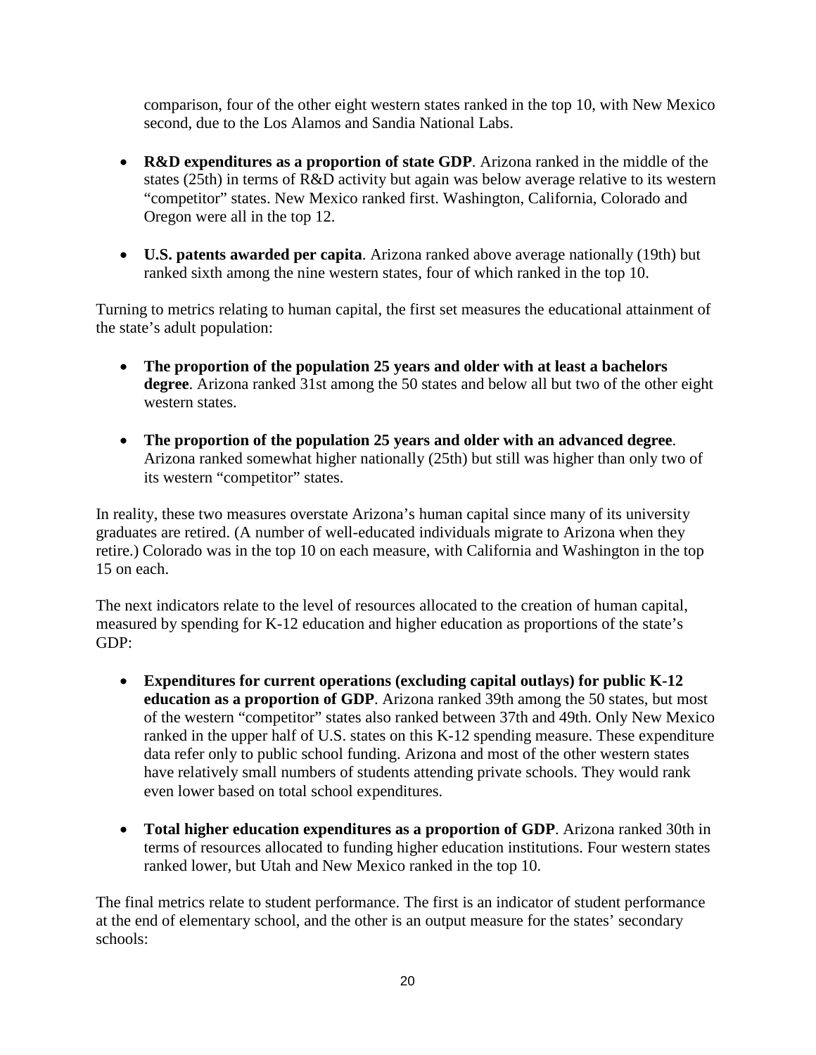comparison, four of the other eight western states ranked in the top 10, with New Mexico second, due to the Los Alamos and Sandia National Labs.

- **R&D expenditures as a proportion of state GDP**. Arizona ranked in the middle of the states (25th) in terms of R&D activity but again was below average relative to its western "competitor" states. New Mexico ranked first. Washington, California, Colorado and Oregon were all in the top 12.

- **U.S. patents awarded per capita**. Arizona ranked above average nationally (19th) but ranked sixth among the nine western states, four of which ranked in the top 10.

Turning to metrics relating to human capital, the first set measures the educational attainment of the state's adult population:

- **The proportion of the population 25 years and older with at least a bachelors degree**. Arizona ranked 31st among the 50 states and below all but two of the other eight western states.

- **The proportion of the population 25 years and older with an advanced degree**. Arizona ranked somewhat higher nationally (25th) but still was higher than only two of its western "competitor" states.

In reality, these two measures overstate Arizona's human capital since many of its university graduates are retired. (A number of well-educated individuals migrate to Arizona when they retire.) Colorado was in the top 10 on each measure, with California and Washington in the top 15 on each.

The next indicators relate to the level of resources allocated to the creation of human capital, measured by spending for K-12 education and higher education as proportions of the state's GDP:

- **Expenditures for current operations (excluding capital outlays) for public K-12 education as a proportion of GDP**. Arizona ranked 39th among the 50 states, but most of the western "competitor" states also ranked between 37th and 49th. Only New Mexico ranked in the upper half of U.S. states on this K-12 spending measure. These expenditure data refer only to public school funding. Arizona and most of the other western states have relatively small numbers of students attending private schools. They would rank even lower based on total school expenditures.

- **Total higher education expenditures as a proportion of GDP**. Arizona ranked 30th in terms of resources allocated to funding higher education institutions. Four western states ranked lower, but Utah and New Mexico ranked in the top 10.

The final metrics relate to student performance. The first is an indicator of student performance at the end of elementary school, and the other is an output measure for the states' secondary schools: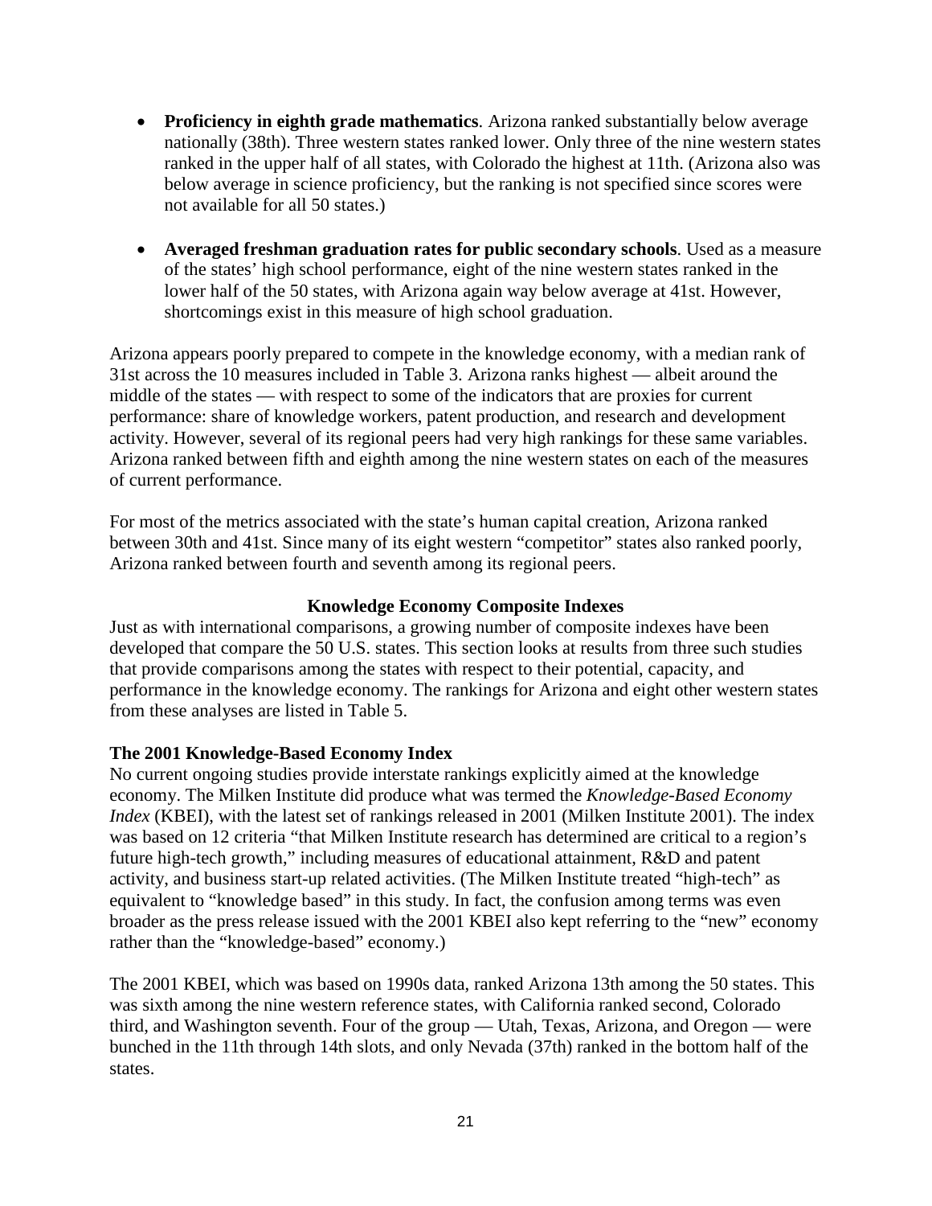- **Proficiency in eighth grade mathematics**. Arizona ranked substantially below average nationally (38th). Three western states ranked lower. Only three of the nine western states ranked in the upper half of all states, with Colorado the highest at 11th. (Arizona also was below average in science proficiency, but the ranking is not specified since scores were not available for all 50 states.)

- **Averaged freshman graduation rates for public secondary schools**. Used as a measure of the states' high school performance, eight of the nine western states ranked in the lower half of the 50 states, with Arizona again way below average at 41st. However, shortcomings exist in this measure of high school graduation.

Arizona appears poorly prepared to compete in the knowledge economy, with a median rank of 31st across the 10 measures included in Table 3. Arizona ranks highest — albeit around the middle of the states — with respect to some of the indicators that are proxies for current performance: share of knowledge workers, patent production, and research and development activity. However, several of its regional peers had very high rankings for these same variables. Arizona ranked between fifth and eighth among the nine western states on each of the measures of current performance.

For most of the metrics associated with the state's human capital creation, Arizona ranked between 30th and 41st. Since many of its eight western "competitor" states also ranked poorly, Arizona ranked between fourth and seventh among its regional peers.

## Knowledge Economy Composite Indexes

Just as with international comparisons, a growing number of composite indexes have been developed that compare the 50 U.S. states. This section looks at results from three such studies that provide comparisons among the states with respect to their potential, capacity, and performance in the knowledge economy. The rankings for Arizona and eight other western states from these analyses are listed in Table 5.

### The 2001 Knowledge-Based Economy Index

No current ongoing studies provide interstate rankings explicitly aimed at the knowledge economy. The Milken Institute did produce what was termed the *Knowledge-Based Economy Index* (KBEI), with the latest set of rankings released in 2001 (Milken Institute 2001). The index was based on 12 criteria "that Milken Institute research has determined are critical to a region's future high-tech growth," including measures of educational attainment, R&D and patent activity, and business start-up related activities. (The Milken Institute treated "high-tech" as equivalent to "knowledge based" in this study. In fact, the confusion among terms was even broader as the press release issued with the 2001 KBEI also kept referring to the "new" economy rather than the "knowledge-based" economy.)

The 2001 KBEI, which was based on 1990s data, ranked Arizona 13th among the 50 states. This was sixth among the nine western reference states, with California ranked second, Colorado third, and Washington seventh. Four of the group — Utah, Texas, Arizona, and Oregon — were bunched in the 11th through 14th slots, and only Nevada (37th) ranked in the bottom half of the states.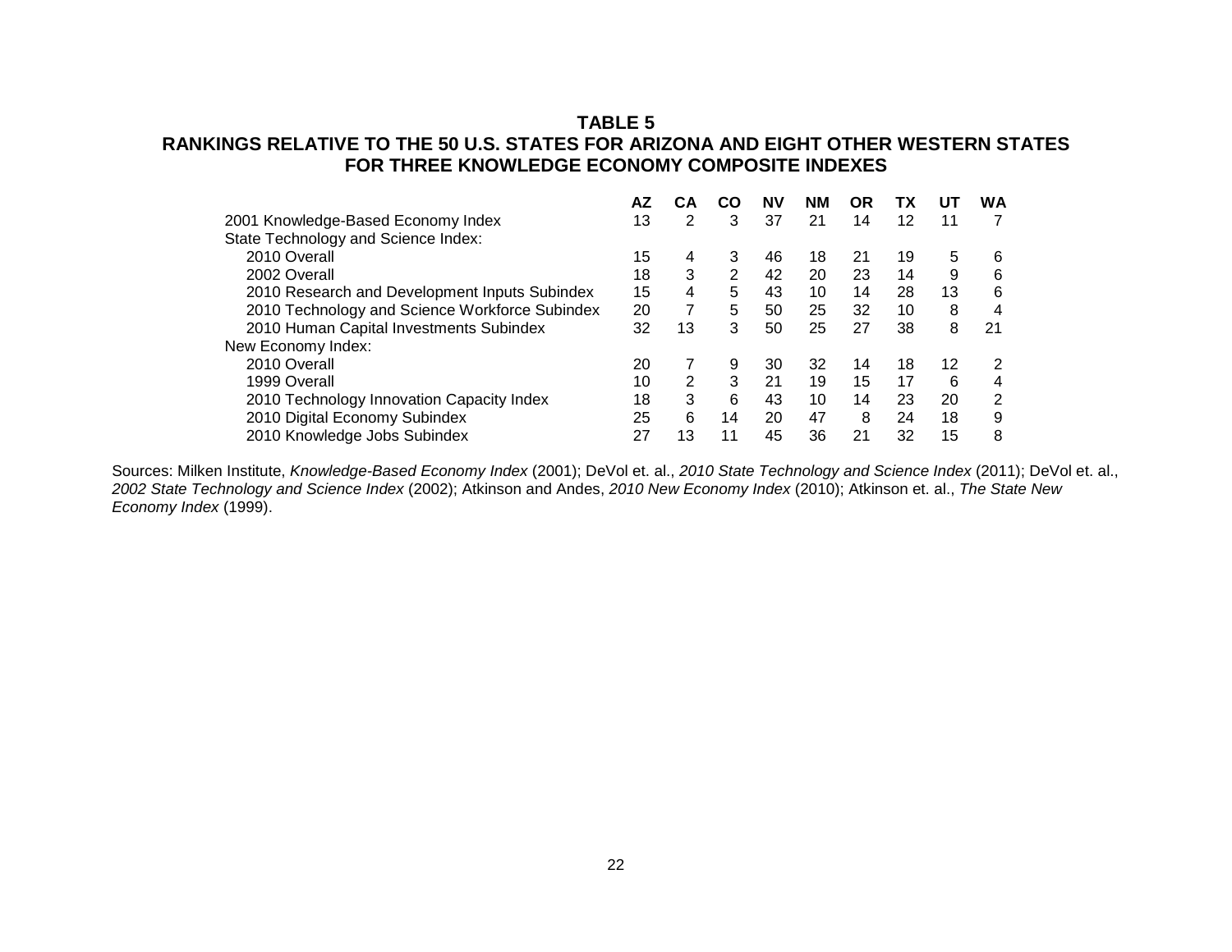**TABLE 5**

**RANKINGS RELATIVE TO THE 50 U.S. STATES FOR ARIZONA AND EIGHT OTHER WESTERN STATES FOR THREE KNOWLEDGE ECONOMY COMPOSITE INDEXES**

| | AZ | CA | CO | NV | NM | OR | TX | UT | WA |
|---|---|---|---|---|---|---|---|---|---|
| 2001 Knowledge-Based Economy Index | 13 | 2 | 3 | 37 | 21 | 14 | 12 | 11 | 7 |
| State Technology and Science Index: | | | | | | | | | |
| 2010 Overall | 15 | 4 | 3 | 46 | 18 | 21 | 19 | 5 | 6 |
| 2002 Overall | 18 | 3 | 2 | 42 | 20 | 23 | 14 | 9 | 6 |
| 2010 Research and Development Inputs Subindex | 15 | 4 | 5 | 43 | 10 | 14 | 28 | 13 | 6 |
| 2010 Technology and Science Workforce Subindex | 20 | 7 | 5 | 50 | 25 | 32 | 10 | 8 | 4 |
| 2010 Human Capital Investments Subindex | 32 | 13 | 3 | 50 | 25 | 27 | 38 | 8 | 21 |
| New Economy Index: | | | | | | | | | |
| 2010 Overall | 20 | 7 | 9 | 30 | 32 | 14 | 18 | 12 | 2 |
| 1999 Overall | 10 | 2 | 3 | 21 | 19 | 15 | 17 | 6 | 4 |
| 2010 Technology Innovation Capacity Index | 18 | 3 | 6 | 43 | 10 | 14 | 23 | 20 | 2 |
| 2010 Digital Economy Subindex | 25 | 6 | 14 | 20 | 47 | 8 | 24 | 18 | 9 |
| 2010 Knowledge Jobs Subindex | 27 | 13 | 11 | 45 | 36 | 21 | 32 | 15 | 8 |

Sources: Milken Institute, *Knowledge-Based Economy Index* (2001); DeVol et. al., *2010 State Technology and Science Index* (2011); DeVol et. al., *2002 State Technology and Science Index* (2002); Atkinson and Andes, *2010 New Economy Index* (2010); Atkinson et. al., *The State New Economy Index* (1999).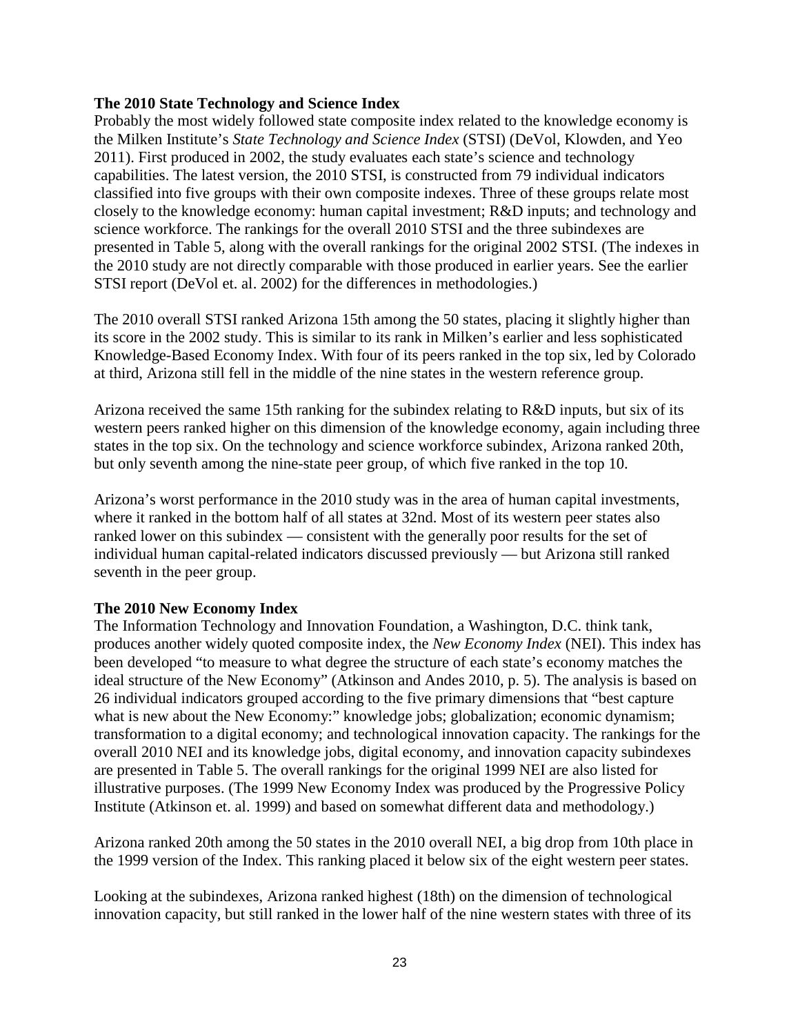**The 2010 State Technology and Science Index**

Probably the most widely followed state composite index related to the knowledge economy is the Milken Institute's *State Technology and Science Index* (STSI) (DeVol, Klowden, and Yeo 2011). First produced in 2002, the study evaluates each state's science and technology capabilities. The latest version, the 2010 STSI, is constructed from 79 individual indicators classified into five groups with their own composite indexes. Three of these groups relate most closely to the knowledge economy: human capital investment; R&D inputs; and technology and science workforce. The rankings for the overall 2010 STSI and the three subindexes are presented in Table 5, along with the overall rankings for the original 2002 STSI. (The indexes in the 2010 study are not directly comparable with those produced in earlier years. See the earlier STSI report (DeVol et. al. 2002) for the differences in methodologies.)

The 2010 overall STSI ranked Arizona 15th among the 50 states, placing it slightly higher than its score in the 2002 study. This is similar to its rank in Milken's earlier and less sophisticated Knowledge-Based Economy Index. With four of its peers ranked in the top six, led by Colorado at third, Arizona still fell in the middle of the nine states in the western reference group.

Arizona received the same 15th ranking for the subindex relating to R&D inputs, but six of its western peers ranked higher on this dimension of the knowledge economy, again including three states in the top six. On the technology and science workforce subindex, Arizona ranked 20th, but only seventh among the nine-state peer group, of which five ranked in the top 10.

Arizona's worst performance in the 2010 study was in the area of human capital investments, where it ranked in the bottom half of all states at 32nd. Most of its western peer states also ranked lower on this subindex — consistent with the generally poor results for the set of individual human capital-related indicators discussed previously — but Arizona still ranked seventh in the peer group.

**The 2010 New Economy Index**

The Information Technology and Innovation Foundation, a Washington, D.C. think tank, produces another widely quoted composite index, the *New Economy Index* (NEI). This index has been developed "to measure to what degree the structure of each state's economy matches the ideal structure of the New Economy" (Atkinson and Andes 2010, p. 5). The analysis is based on 26 individual indicators grouped according to the five primary dimensions that "best capture what is new about the New Economy:" knowledge jobs; globalization; economic dynamism; transformation to a digital economy; and technological innovation capacity. The rankings for the overall 2010 NEI and its knowledge jobs, digital economy, and innovation capacity subindexes are presented in Table 5. The overall rankings for the original 1999 NEI are also listed for illustrative purposes. (The 1999 New Economy Index was produced by the Progressive Policy Institute (Atkinson et. al. 1999) and based on somewhat different data and methodology.)

Arizona ranked 20th among the 50 states in the 2010 overall NEI, a big drop from 10th place in the 1999 version of the Index. This ranking placed it below six of the eight western peer states.

Looking at the subindexes, Arizona ranked highest (18th) on the dimension of technological innovation capacity, but still ranked in the lower half of the nine western states with three of its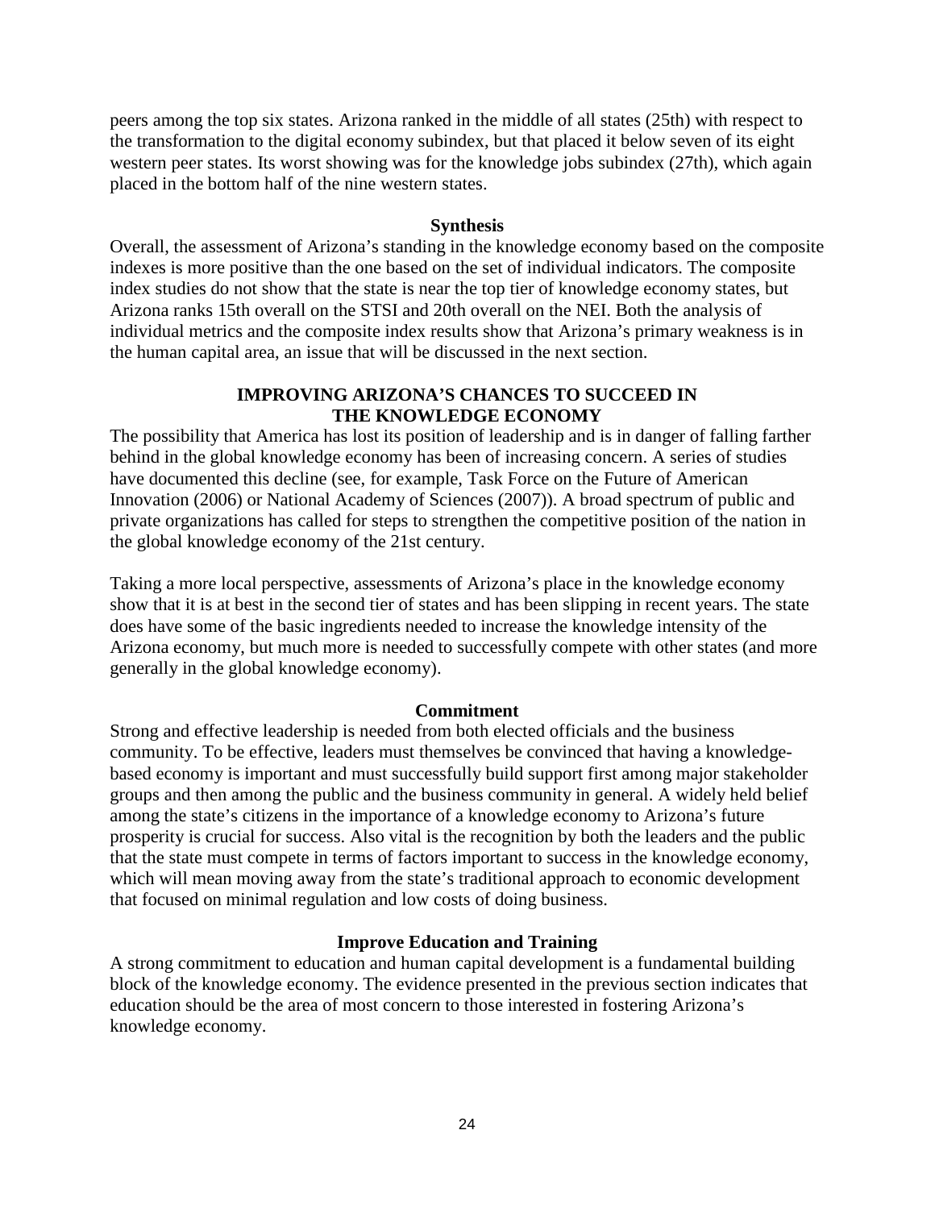peers among the top six states. Arizona ranked in the middle of all states (25th) with respect to the transformation to the digital economy subindex, but that placed it below seven of its eight western peer states. Its worst showing was for the knowledge jobs subindex (27th), which again placed in the bottom half of the nine western states.

### Synthesis

Overall, the assessment of Arizona's standing in the knowledge economy based on the composite indexes is more positive than the one based on the set of individual indicators. The composite index studies do not show that the state is near the top tier of knowledge economy states, but Arizona ranks 15th overall on the STSI and 20th overall on the NEI. Both the analysis of individual metrics and the composite index results show that Arizona's primary weakness is in the human capital area, an issue that will be discussed in the next section.

## IMPROVING ARIZONA'S CHANCES TO SUCCEED IN THE KNOWLEDGE ECONOMY

The possibility that America has lost its position of leadership and is in danger of falling farther behind in the global knowledge economy has been of increasing concern. A series of studies have documented this decline (see, for example, Task Force on the Future of American Innovation (2006) or National Academy of Sciences (2007)). A broad spectrum of public and private organizations has called for steps to strengthen the competitive position of the nation in the global knowledge economy of the 21st century.

Taking a more local perspective, assessments of Arizona's place in the knowledge economy show that it is at best in the second tier of states and has been slipping in recent years. The state does have some of the basic ingredients needed to increase the knowledge intensity of the Arizona economy, but much more is needed to successfully compete with other states (and more generally in the global knowledge economy).

### Commitment

Strong and effective leadership is needed from both elected officials and the business community. To be effective, leaders must themselves be convinced that having a knowledge-based economy is important and must successfully build support first among major stakeholder groups and then among the public and the business community in general. A widely held belief among the state's citizens in the importance of a knowledge economy to Arizona's future prosperity is crucial for success. Also vital is the recognition by both the leaders and the public that the state must compete in terms of factors important to success in the knowledge economy, which will mean moving away from the state's traditional approach to economic development that focused on minimal regulation and low costs of doing business.

### Improve Education and Training

A strong commitment to education and human capital development is a fundamental building block of the knowledge economy. The evidence presented in the previous section indicates that education should be the area of most concern to those interested in fostering Arizona's knowledge economy.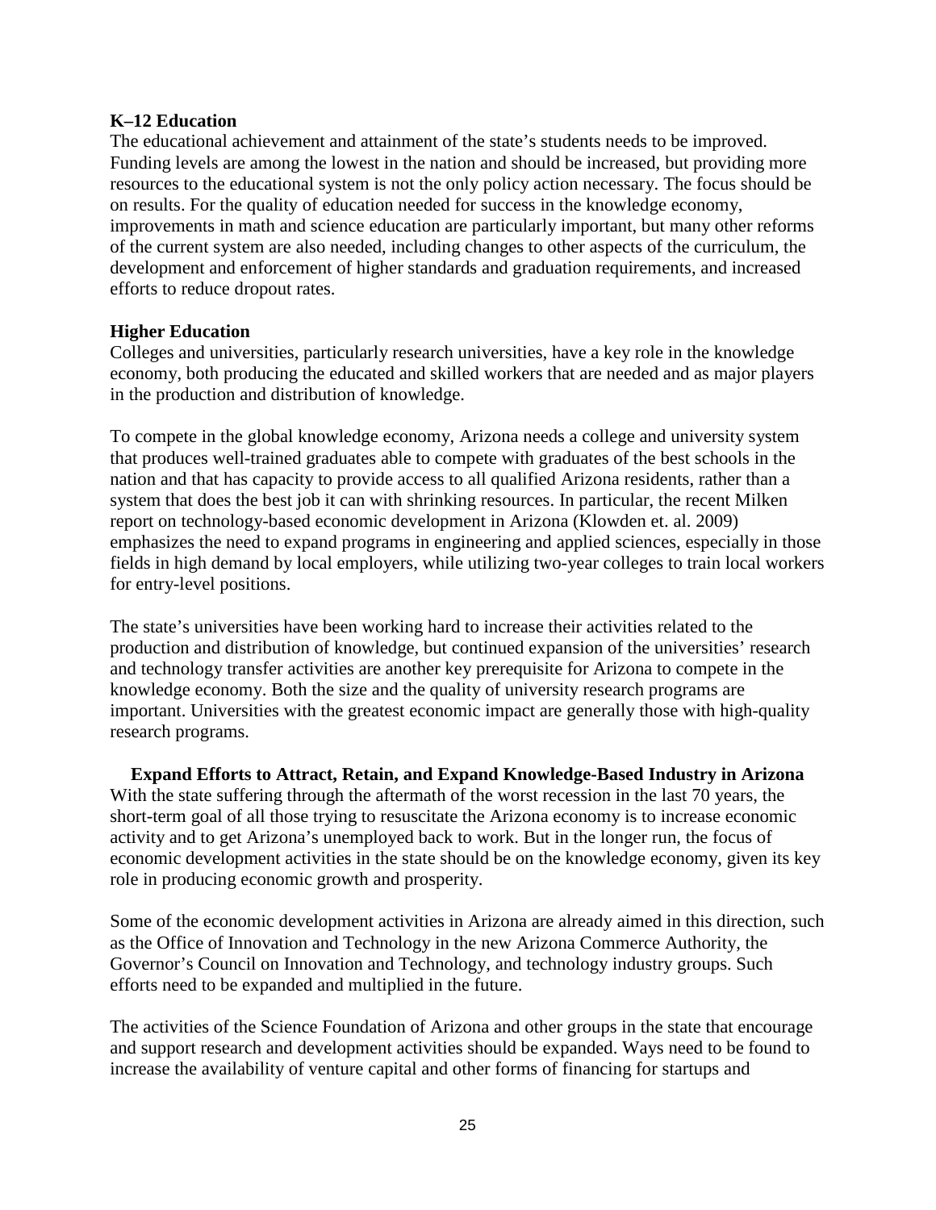### K–12 Education

The educational achievement and attainment of the state's students needs to be improved. Funding levels are among the lowest in the nation and should be increased, but providing more resources to the educational system is not the only policy action necessary. The focus should be on results. For the quality of education needed for success in the knowledge economy, improvements in math and science education are particularly important, but many other reforms of the current system are also needed, including changes to other aspects of the curriculum, the development and enforcement of higher standards and graduation requirements, and increased efforts to reduce dropout rates.

### Higher Education

Colleges and universities, particularly research universities, have a key role in the knowledge economy, both producing the educated and skilled workers that are needed and as major players in the production and distribution of knowledge.

To compete in the global knowledge economy, Arizona needs a college and university system that produces well-trained graduates able to compete with graduates of the best schools in the nation and that has capacity to provide access to all qualified Arizona residents, rather than a system that does the best job it can with shrinking resources. In particular, the recent Milken report on technology-based economic development in Arizona (Klowden et. al. 2009) emphasizes the need to expand programs in engineering and applied sciences, especially in those fields in high demand by local employers, while utilizing two-year colleges to train local workers for entry-level positions.

The state's universities have been working hard to increase their activities related to the production and distribution of knowledge, but continued expansion of the universities' research and technology transfer activities are another key prerequisite for Arizona to compete in the knowledge economy. Both the size and the quality of university research programs are important. Universities with the greatest economic impact are generally those with high-quality research programs.

## Expand Efforts to Attract, Retain, and Expand Knowledge-Based Industry in Arizona

With the state suffering through the aftermath of the worst recession in the last 70 years, the short-term goal of all those trying to resuscitate the Arizona economy is to increase economic activity and to get Arizona's unemployed back to work. But in the longer run, the focus of economic development activities in the state should be on the knowledge economy, given its key role in producing economic growth and prosperity.

Some of the economic development activities in Arizona are already aimed in this direction, such as the Office of Innovation and Technology in the new Arizona Commerce Authority, the Governor's Council on Innovation and Technology, and technology industry groups. Such efforts need to be expanded and multiplied in the future.

The activities of the Science Foundation of Arizona and other groups in the state that encourage and support research and development activities should be expanded. Ways need to be found to increase the availability of venture capital and other forms of financing for startups and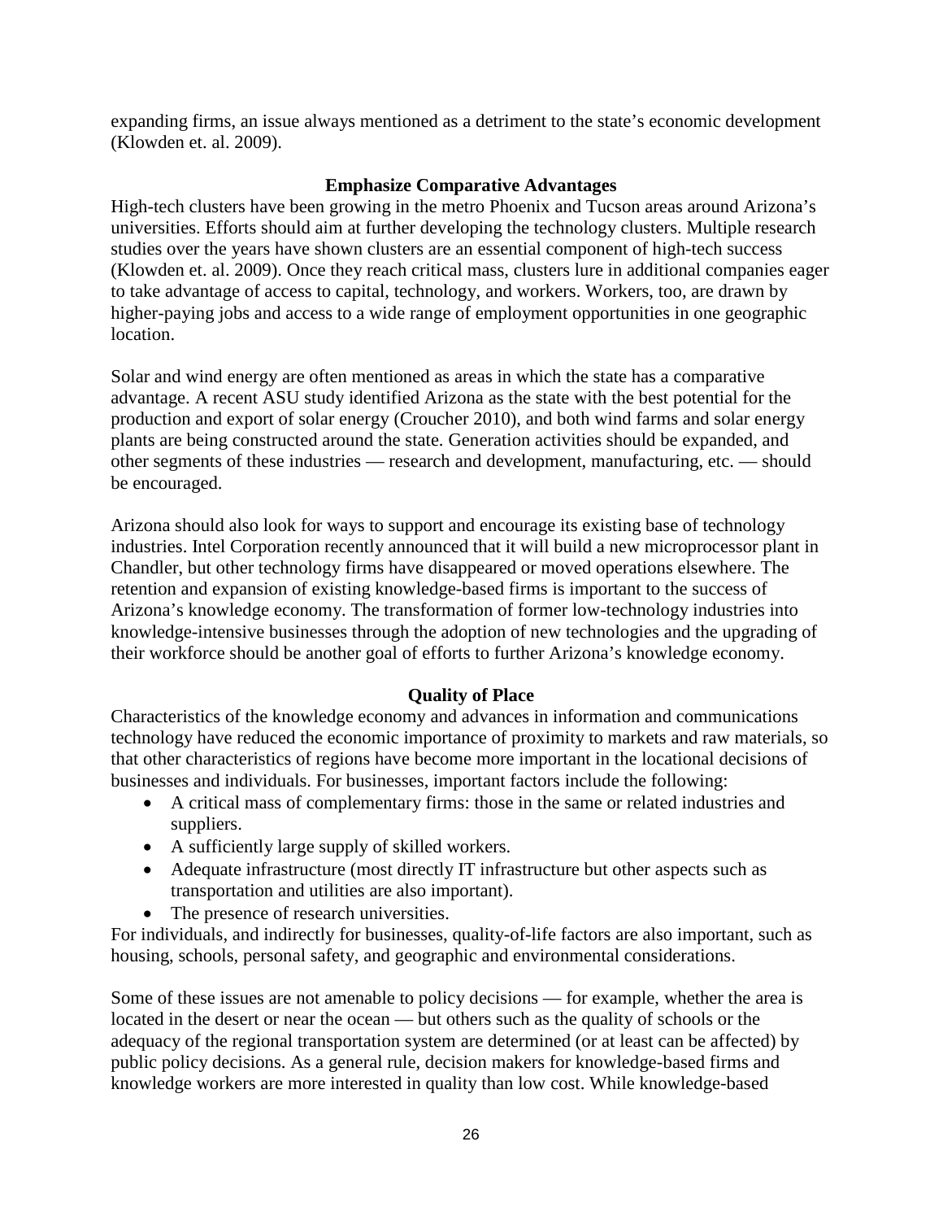expanding firms, an issue always mentioned as a detriment to the state's economic development (Klowden et. al. 2009).

### Emphasize Comparative Advantages

High-tech clusters have been growing in the metro Phoenix and Tucson areas around Arizona's universities. Efforts should aim at further developing the technology clusters. Multiple research studies over the years have shown clusters are an essential component of high-tech success (Klowden et. al. 2009). Once they reach critical mass, clusters lure in additional companies eager to take advantage of access to capital, technology, and workers. Workers, too, are drawn by higher-paying jobs and access to a wide range of employment opportunities in one geographic location.

Solar and wind energy are often mentioned as areas in which the state has a comparative advantage. A recent ASU study identified Arizona as the state with the best potential for the production and export of solar energy (Croucher 2010), and both wind farms and solar energy plants are being constructed around the state. Generation activities should be expanded, and other segments of these industries — research and development, manufacturing, etc. — should be encouraged.

Arizona should also look for ways to support and encourage its existing base of technology industries. Intel Corporation recently announced that it will build a new microprocessor plant in Chandler, but other technology firms have disappeared or moved operations elsewhere. The retention and expansion of existing knowledge-based firms is important to the success of Arizona's knowledge economy. The transformation of former low-technology industries into knowledge-intensive businesses through the adoption of new technologies and the upgrading of their workforce should be another goal of efforts to further Arizona's knowledge economy.

### Quality of Place

Characteristics of the knowledge economy and advances in information and communications technology have reduced the economic importance of proximity to markets and raw materials, so that other characteristics of regions have become more important in the locational decisions of businesses and individuals. For businesses, important factors include the following:

- A critical mass of complementary firms: those in the same or related industries and suppliers.
- A sufficiently large supply of skilled workers.
- Adequate infrastructure (most directly IT infrastructure but other aspects such as transportation and utilities are also important).
- The presence of research universities.

For individuals, and indirectly for businesses, quality-of-life factors are also important, such as housing, schools, personal safety, and geographic and environmental considerations.

Some of these issues are not amenable to policy decisions — for example, whether the area is located in the desert or near the ocean — but others such as the quality of schools or the adequacy of the regional transportation system are determined (or at least can be affected) by public policy decisions. As a general rule, decision makers for knowledge-based firms and knowledge workers are more interested in quality than low cost. While knowledge-based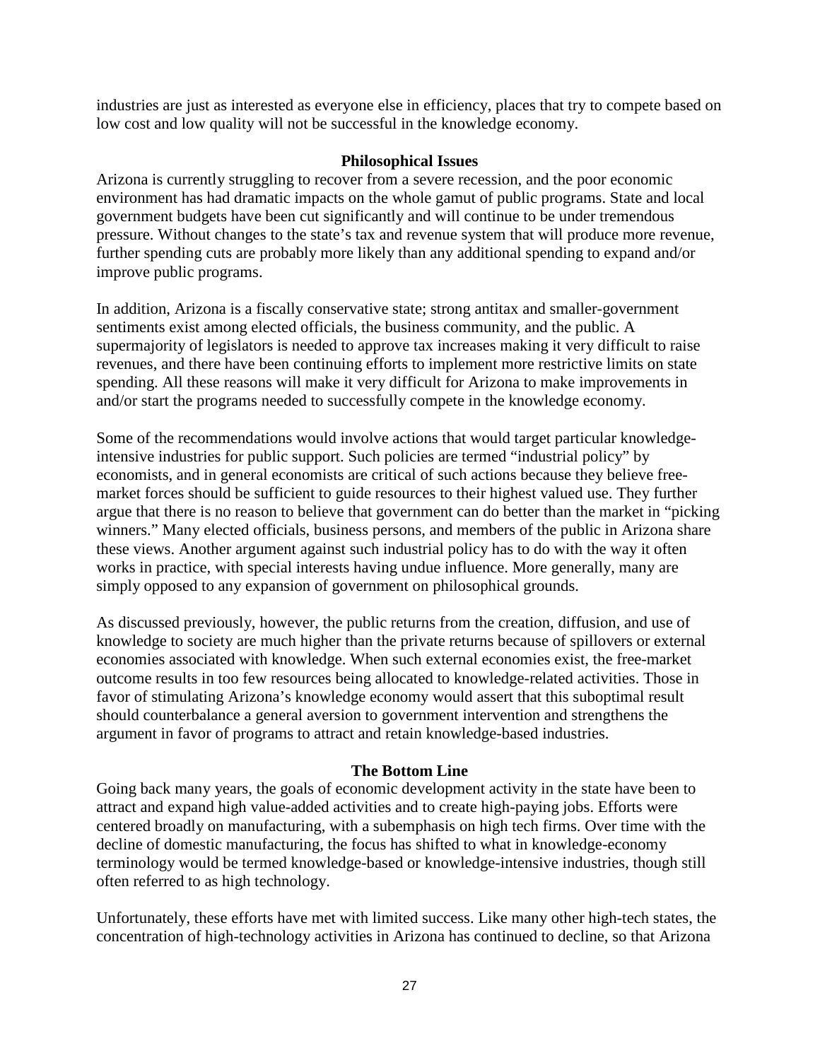industries are just as interested as everyone else in efficiency, places that try to compete based on low cost and low quality will not be successful in the knowledge economy.

## Philosophical Issues

Arizona is currently struggling to recover from a severe recession, and the poor economic environment has had dramatic impacts on the whole gamut of public programs. State and local government budgets have been cut significantly and will continue to be under tremendous pressure. Without changes to the state's tax and revenue system that will produce more revenue, further spending cuts are probably more likely than any additional spending to expand and/or improve public programs.

In addition, Arizona is a fiscally conservative state; strong antitax and smaller-government sentiments exist among elected officials, the business community, and the public. A supermajority of legislators is needed to approve tax increases making it very difficult to raise revenues, and there have been continuing efforts to implement more restrictive limits on state spending. All these reasons will make it very difficult for Arizona to make improvements in and/or start the programs needed to successfully compete in the knowledge economy.

Some of the recommendations would involve actions that would target particular knowledge-intensive industries for public support. Such policies are termed "industrial policy" by economists, and in general economists are critical of such actions because they believe free-market forces should be sufficient to guide resources to their highest valued use. They further argue that there is no reason to believe that government can do better than the market in "picking winners." Many elected officials, business persons, and members of the public in Arizona share these views. Another argument against such industrial policy has to do with the way it often works in practice, with special interests having undue influence. More generally, many are simply opposed to any expansion of government on philosophical grounds.

As discussed previously, however, the public returns from the creation, diffusion, and use of knowledge to society are much higher than the private returns because of spillovers or external economies associated with knowledge. When such external economies exist, the free-market outcome results in too few resources being allocated to knowledge-related activities. Those in favor of stimulating Arizona's knowledge economy would assert that this suboptimal result should counterbalance a general aversion to government intervention and strengthens the argument in favor of programs to attract and retain knowledge-based industries.

## The Bottom Line

Going back many years, the goals of economic development activity in the state have been to attract and expand high value-added activities and to create high-paying jobs. Efforts were centered broadly on manufacturing, with a subemphasis on high tech firms. Over time with the decline of domestic manufacturing, the focus has shifted to what in knowledge-economy terminology would be termed knowledge-based or knowledge-intensive industries, though still often referred to as high technology.

Unfortunately, these efforts have met with limited success. Like many other high-tech states, the concentration of high-technology activities in Arizona has continued to decline, so that Arizona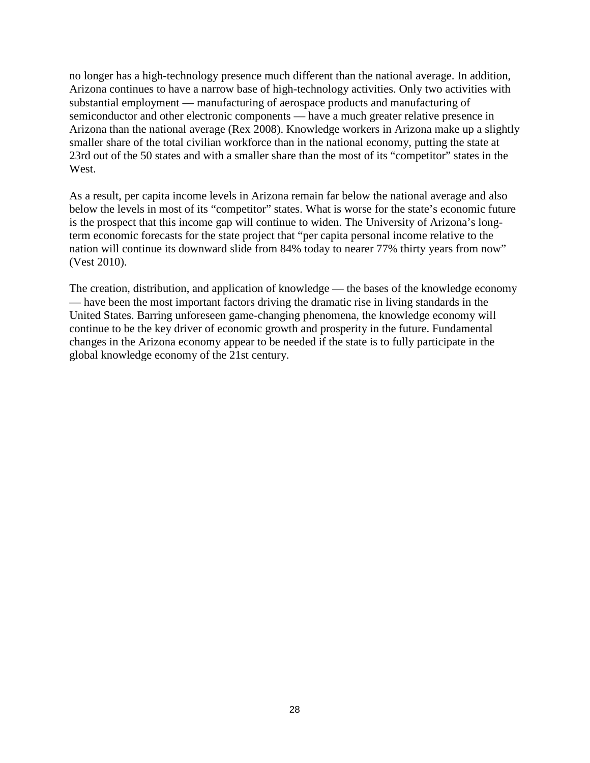no longer has a high-technology presence much different than the national average. In addition, Arizona continues to have a narrow base of high-technology activities. Only two activities with substantial employment — manufacturing of aerospace products and manufacturing of semiconductor and other electronic components — have a much greater relative presence in Arizona than the national average (Rex 2008). Knowledge workers in Arizona make up a slightly smaller share of the total civilian workforce than in the national economy, putting the state at 23rd out of the 50 states and with a smaller share than the most of its "competitor" states in the West.

As a result, per capita income levels in Arizona remain far below the national average and also below the levels in most of its "competitor" states. What is worse for the state's economic future is the prospect that this income gap will continue to widen. The University of Arizona's long-term economic forecasts for the state project that "per capita personal income relative to the nation will continue its downward slide from 84% today to nearer 77% thirty years from now" (Vest 2010).

The creation, distribution, and application of knowledge — the bases of the knowledge economy — have been the most important factors driving the dramatic rise in living standards in the United States. Barring unforeseen game-changing phenomena, the knowledge economy will continue to be the key driver of economic growth and prosperity in the future. Fundamental changes in the Arizona economy appear to be needed if the state is to fully participate in the global knowledge economy of the 21st century.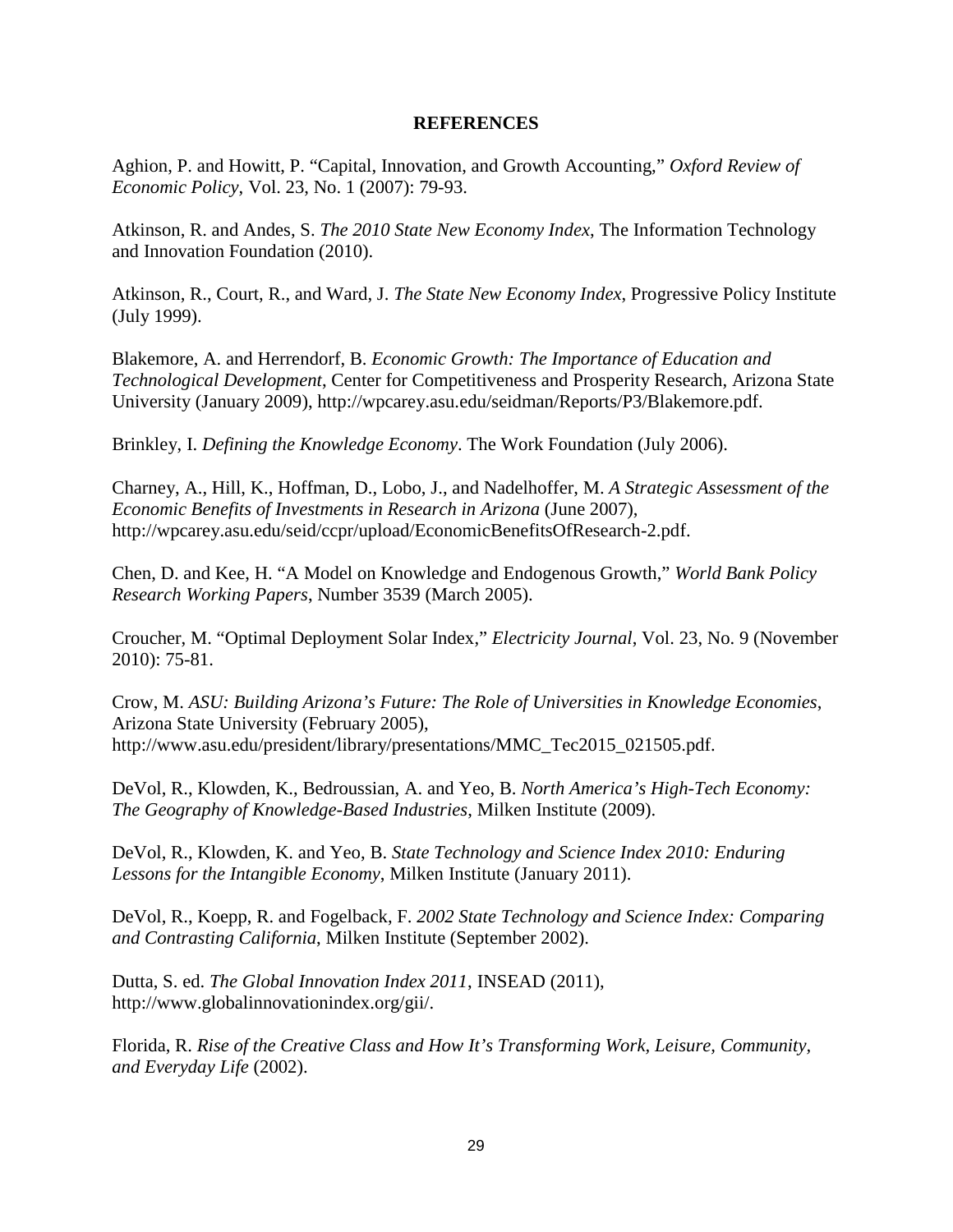**REFERENCES**

Aghion, P. and Howitt, P. "Capital, Innovation, and Growth Accounting," *Oxford Review of Economic Policy*, Vol. 23, No. 1 (2007): 79-93.

Atkinson, R. and Andes, S. *The 2010 State New Economy Index*, The Information Technology and Innovation Foundation (2010).

Atkinson, R., Court, R., and Ward, J. *The State New Economy Index*, Progressive Policy Institute (July 1999).

Blakemore, A. and Herrendorf, B. *Economic Growth: The Importance of Education and Technological Development*, Center for Competitiveness and Prosperity Research, Arizona State University (January 2009), http://wpcarey.asu.edu/seidman/Reports/P3/Blakemore.pdf.

Brinkley, I. *Defining the Knowledge Economy*. The Work Foundation (July 2006).

Charney, A., Hill, K., Hoffman, D., Lobo, J., and Nadelhoffer, M. *A Strategic Assessment of the Economic Benefits of Investments in Research in Arizona* (June 2007), http://wpcarey.asu.edu/seid/ccpr/upload/EconomicBenefitsOfResearch-2.pdf.

Chen, D. and Kee, H. "A Model on Knowledge and Endogenous Growth," *World Bank Policy Research Working Papers*, Number 3539 (March 2005).

Croucher, M. "Optimal Deployment Solar Index," *Electricity Journal*, Vol. 23, No. 9 (November 2010): 75-81.

Crow, M. *ASU: Building Arizona's Future: The Role of Universities in Knowledge Economies*, Arizona State University (February 2005), http://www.asu.edu/president/library/presentations/MMC_Tec2015_021505.pdf.

DeVol, R., Klowden, K., Bedroussian, A. and Yeo, B. *North America's High-Tech Economy: The Geography of Knowledge-Based Industries*, Milken Institute (2009).

DeVol, R., Klowden, K. and Yeo, B. *State Technology and Science Index 2010: Enduring Lessons for the Intangible Economy*, Milken Institute (January 2011).

DeVol, R., Koepp, R. and Fogelback, F. *2002 State Technology and Science Index: Comparing and Contrasting California*, Milken Institute (September 2002).

Dutta, S. ed. *The Global Innovation Index 2011*, INSEAD (2011), http://www.globalinnovationindex.org/gii/.

Florida, R. *Rise of the Creative Class and How It's Transforming Work, Leisure, Community, and Everyday Life* (2002).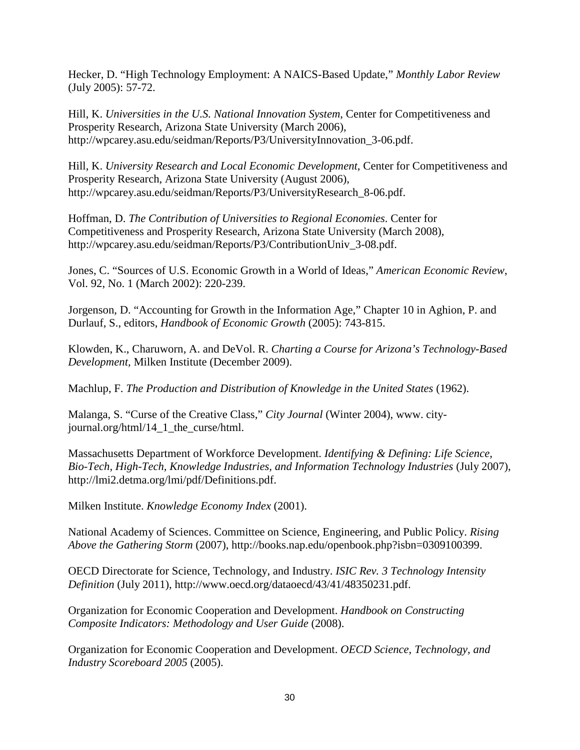Hecker, D. "High Technology Employment: A NAICS-Based Update," *Monthly Labor Review* (July 2005): 57-72.

Hill, K. *Universities in the U.S. National Innovation System*, Center for Competitiveness and Prosperity Research, Arizona State University (March 2006), http://wpcarey.asu.edu/seidman/Reports/P3/UniversityInnovation_3-06.pdf.

Hill, K. *University Research and Local Economic Development*, Center for Competitiveness and Prosperity Research, Arizona State University (August 2006), http://wpcarey.asu.edu/seidman/Reports/P3/UniversityResearch_8-06.pdf.

Hoffman, D. *The Contribution of Universities to Regional Economies*. Center for Competitiveness and Prosperity Research, Arizona State University (March 2008), http://wpcarey.asu.edu/seidman/Reports/P3/ContributionUniv_3-08.pdf.

Jones, C. "Sources of U.S. Economic Growth in a World of Ideas," *American Economic Review*, Vol. 92, No. 1 (March 2002): 220-239.

Jorgenson, D. "Accounting for Growth in the Information Age," Chapter 10 in Aghion, P. and Durlauf, S., editors, *Handbook of Economic Growth* (2005): 743-815.

Klowden, K., Charuworn, A. and DeVol. R. *Charting a Course for Arizona's Technology-Based Development,* Milken Institute (December 2009).

Machlup, F. *The Production and Distribution of Knowledge in the United States* (1962).

Malanga, S. "Curse of the Creative Class," *City Journal* (Winter 2004), www. city-journal.org/html/14_1_the_curse/html.

Massachusetts Department of Workforce Development. *Identifying & Defining: Life Science, Bio-Tech, High-Tech, Knowledge Industries, and Information Technology Industries* (July 2007), http://lmi2.detma.org/lmi/pdf/Definitions.pdf.

Milken Institute. *Knowledge Economy Index* (2001).

National Academy of Sciences. Committee on Science, Engineering, and Public Policy. *Rising Above the Gathering Storm* (2007), http://books.nap.edu/openbook.php?isbn=0309100399.

OECD Directorate for Science, Technology, and Industry. *ISIC Rev. 3 Technology Intensity Definition* (July 2011), http://www.oecd.org/dataoecd/43/41/48350231.pdf.

Organization for Economic Cooperation and Development. *Handbook on Constructing Composite Indicators: Methodology and User Guide* (2008).

Organization for Economic Cooperation and Development. *OECD Science, Technology, and Industry Scoreboard 2005* (2005).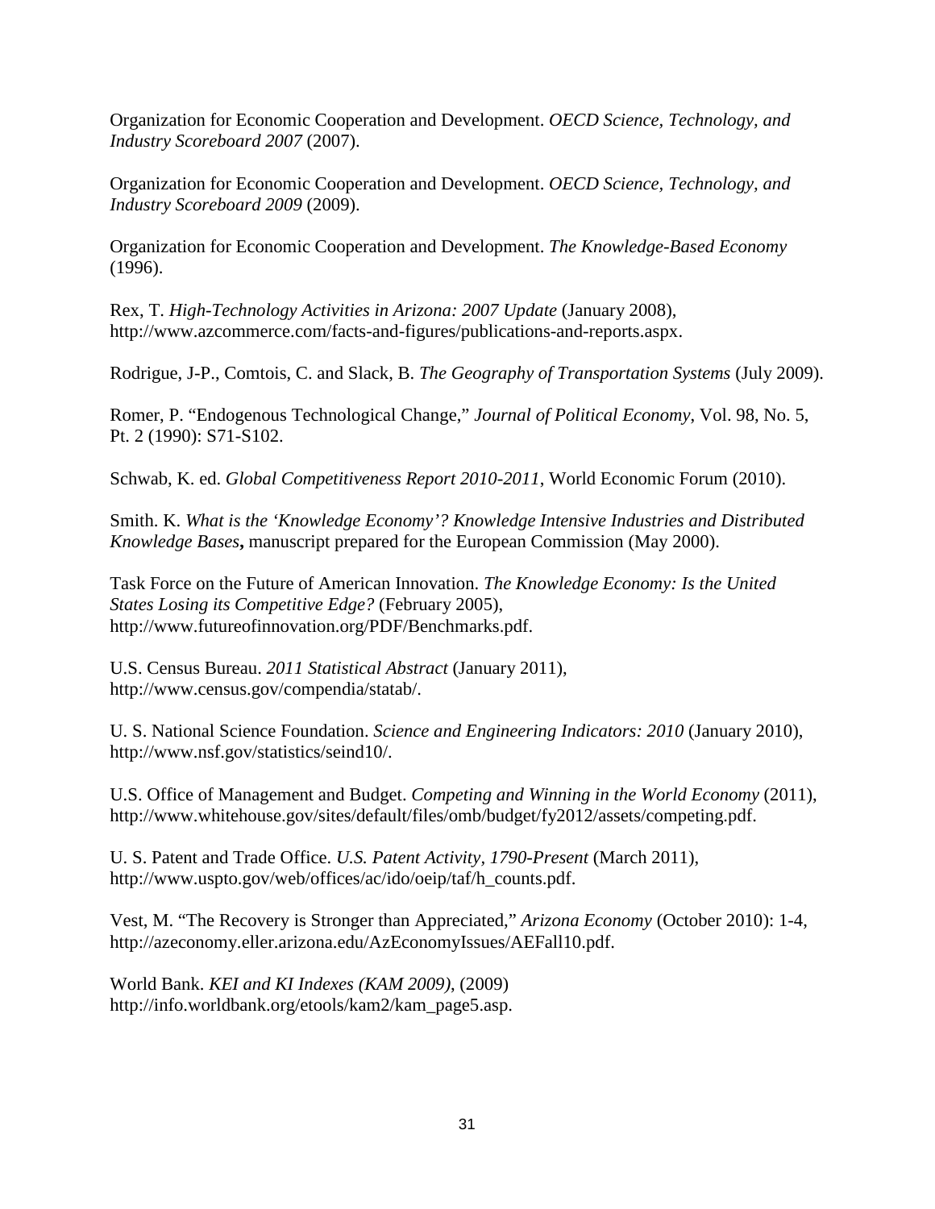Organization for Economic Cooperation and Development. *OECD Science, Technology, and Industry Scoreboard 2007* (2007).

Organization for Economic Cooperation and Development. *OECD Science, Technology, and Industry Scoreboard 2009* (2009).

Organization for Economic Cooperation and Development. *The Knowledge-Based Economy* (1996).

Rex, T. *High-Technology Activities in Arizona: 2007 Update* (January 2008), http://www.azcommerce.com/facts-and-figures/publications-and-reports.aspx.

Rodrigue, J-P., Comtois, C. and Slack, B. *The Geography of Transportation Systems* (July 2009).

Romer, P. "Endogenous Technological Change," *Journal of Political Economy*, Vol. 98, No. 5, Pt. 2 (1990): S71-S102.

Schwab, K. ed. *Global Competitiveness Report 2010-2011*, World Economic Forum (2010).

Smith. K. *What is the 'Knowledge Economy'? Knowledge Intensive Industries and Distributed Knowledge Bases***,** manuscript prepared for the European Commission (May 2000).

Task Force on the Future of American Innovation. *The Knowledge Economy: Is the United States Losing its Competitive Edge?* (February 2005), http://www.futureofinnovation.org/PDF/Benchmarks.pdf.

U.S. Census Bureau. *2011 Statistical Abstract* (January 2011), http://www.census.gov/compendia/statab/.

U. S. National Science Foundation. *Science and Engineering Indicators: 2010* (January 2010), http://www.nsf.gov/statistics/seind10/.

U.S. Office of Management and Budget. *Competing and Winning in the World Economy* (2011), http://www.whitehouse.gov/sites/default/files/omb/budget/fy2012/assets/competing.pdf.

U. S. Patent and Trade Office. *U.S. Patent Activity, 1790-Present* (March 2011), http://www.uspto.gov/web/offices/ac/ido/oeip/taf/h_counts.pdf.

Vest, M. "The Recovery is Stronger than Appreciated," *Arizona Economy* (October 2010): 1-4, http://azeconomy.eller.arizona.edu/AzEconomyIssues/AEFall10.pdf.

World Bank. *KEI and KI Indexes (KAM 2009)*, (2009) http://info.worldbank.org/etools/kam2/kam_page5.asp.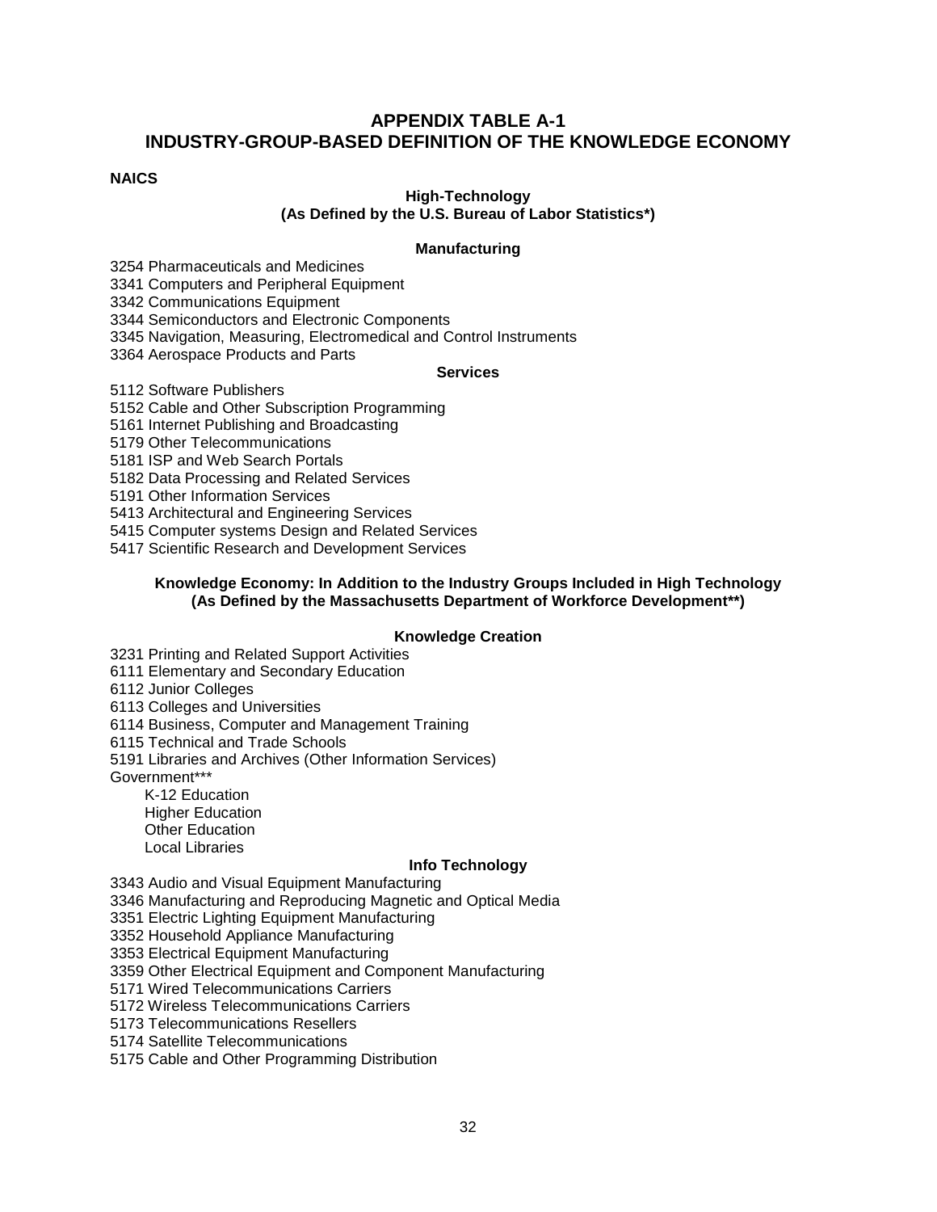## APPENDIX TABLE A-1
## INDUSTRY-GROUP-BASED DEFINITION OF THE KNOWLEDGE ECONOMY

**NAICS**

**High-Technology**
**(As Defined by the U.S. Bureau of Labor Statistics*)**

**Manufacturing**

3254 Pharmaceuticals and Medicines
3341 Computers and Peripheral Equipment
3342 Communications Equipment
3344 Semiconductors and Electronic Components
3345 Navigation, Measuring, Electromedical and Control Instruments
3364 Aerospace Products and Parts

**Services**

5112 Software Publishers
5152 Cable and Other Subscription Programming
5161 Internet Publishing and Broadcasting
5179 Other Telecommunications
5181 ISP and Web Search Portals
5182 Data Processing and Related Services
5191 Other Information Services
5413 Architectural and Engineering Services
5415 Computer systems Design and Related Services
5417 Scientific Research and Development Services

**Knowledge Economy: In Addition to the Industry Groups Included in High Technology**
**(As Defined by the Massachusetts Department of Workforce Development**)**

**Knowledge Creation**

3231 Printing and Related Support Activities
6111 Elementary and Secondary Education
6112 Junior Colleges
6113 Colleges and Universities
6114 Business, Computer and Management Training
6115 Technical and Trade Schools
5191 Libraries and Archives (Other Information Services)
Government***
- K-12 Education
- Higher Education
- Other Education
- Local Libraries

**Info Technology**

3343 Audio and Visual Equipment Manufacturing
3346 Manufacturing and Reproducing Magnetic and Optical Media
3351 Electric Lighting Equipment Manufacturing
3352 Household Appliance Manufacturing
3353 Electrical Equipment Manufacturing
3359 Other Electrical Equipment and Component Manufacturing
5171 Wired Telecommunications Carriers
5172 Wireless Telecommunications Carriers
5173 Telecommunications Resellers
5174 Satellite Telecommunications
5175 Cable and Other Programming Distribution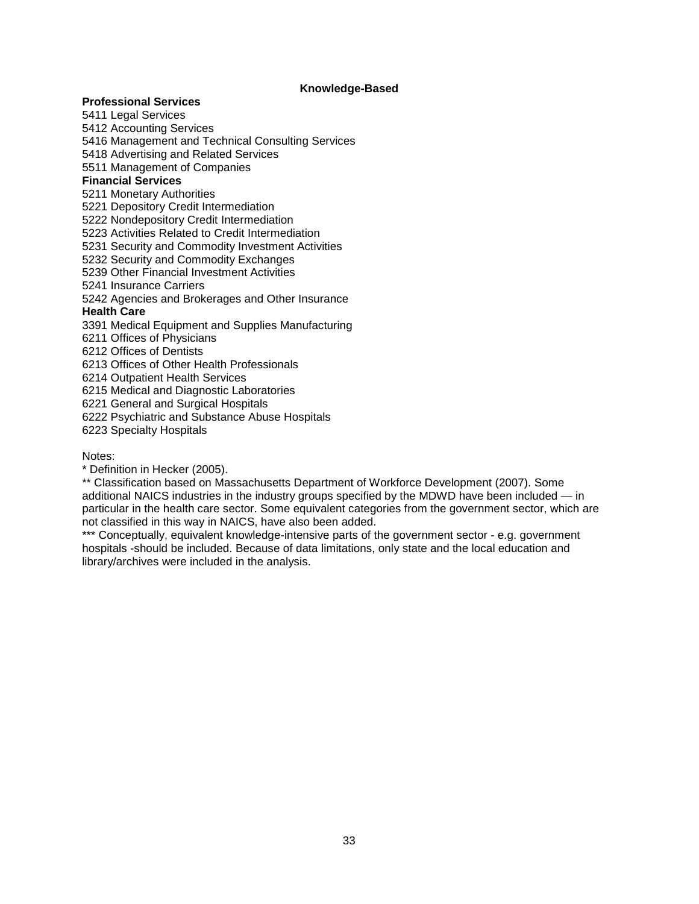**Knowledge-Based**

**Professional Services**

5411 Legal Services
5412 Accounting Services
5416 Management and Technical Consulting Services
5418 Advertising and Related Services
5511 Management of Companies

**Financial Services**

5211 Monetary Authorities
5221 Depository Credit Intermediation
5222 Nondepository Credit Intermediation
5223 Activities Related to Credit Intermediation
5231 Security and Commodity Investment Activities
5232 Security and Commodity Exchanges
5239 Other Financial Investment Activities
5241 Insurance Carriers
5242 Agencies and Brokerages and Other Insurance

**Health Care**

3391 Medical Equipment and Supplies Manufacturing
6211 Offices of Physicians
6212 Offices of Dentists
6213 Offices of Other Health Professionals
6214 Outpatient Health Services
6215 Medical and Diagnostic Laboratories
6221 General and Surgical Hospitals
6222 Psychiatric and Substance Abuse Hospitals
6223 Specialty Hospitals

Notes:
* Definition in Hecker (2005).
** Classification based on Massachusetts Department of Workforce Development (2007). Some additional NAICS industries in the industry groups specified by the MDWD have been included — in particular in the health care sector. Some equivalent categories from the government sector, which are not classified in this way in NAICS, have also been added.
*** Conceptually, equivalent knowledge-intensive parts of the government sector - e.g. government hospitals -should be included. Because of data limitations, only state and the local education and library/archives were included in the analysis.